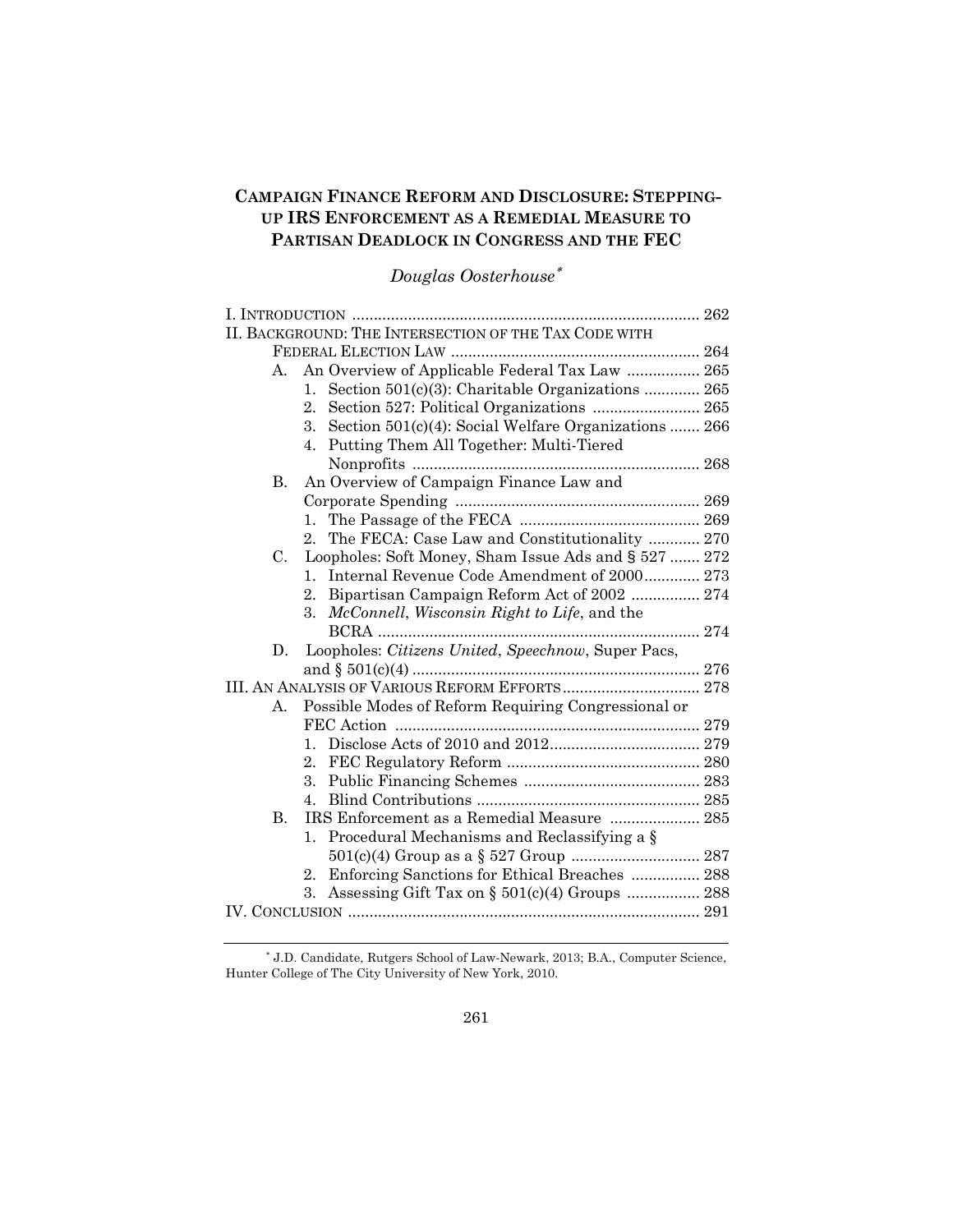# CAMPAIGN FINANCE REFORM AND DISCLOSURE: STEPPING-UP IRS ENFORCEMENT AS A REMEDIAL MEASURE TO PARTISAN DEADLOCK IN CONGRESS AND THE FEC

*Douglas Oosterhouse*[*]

I. INTRODUCTION .......... 262
II. BACKGROUND: THE INTERSECTION OF THE TAX CODE WITH FEDERAL ELECTION LAW .......... 264
- A. An Overview of Applicable Federal Tax Law .......... 265
  - 1. Section 501(c)(3): Charitable Organizations .......... 265
  - 2. Section 527: Political Organizations .......... 265
  - 3. Section 501(c)(4): Social Welfare Organizations .......... 266
  - 4. Putting Them All Together: Multi-Tiered Nonprofits .......... 268
- B. An Overview of Campaign Finance Law and Corporate Spending .......... 269
  - 1. The Passage of the FECA .......... 269
  - 2. The FECA: Case Law and Constitutionality .......... 270
- C. Loopholes: Soft Money, Sham Issue Ads and § 527 .......... 272
  - 1. Internal Revenue Code Amendment of 2000 .......... 273
  - 2. Bipartisan Campaign Reform Act of 2002 .......... 274
  - 3. *McConnell*, *Wisconsin Right to Life*, and the BCRA .......... 274
- D. Loopholes: *Citizens United*, *Speechnow*, Super Pacs, and § 501(c)(4) .......... 276

III. AN ANALYSIS OF VARIOUS REFORM EFFORTS .......... 278
- A. Possible Modes of Reform Requiring Congressional or FEC Action .......... 279
  - 1. Disclose Acts of 2010 and 2012 .......... 279
  - 2. FEC Regulatory Reform .......... 280
  - 3. Public Financing Schemes .......... 283
  - 4. Blind Contributions .......... 285
- B. IRS Enforcement as a Remedial Measure .......... 285
  - 1. Procedural Mechanisms and Reclassifying a § 501(c)(4) Group as a § 527 Group .......... 287
  - 2. Enforcing Sanctions for Ethical Breaches .......... 288
  - 3. Assessing Gift Tax on § 501(c)(4) Groups .......... 288

IV. CONCLUSION .......... 291

---

[*] J.D. Candidate, Rutgers School of Law-Newark, 2013; B.A., Computer Science, Hunter College of The City University of New York, 2010.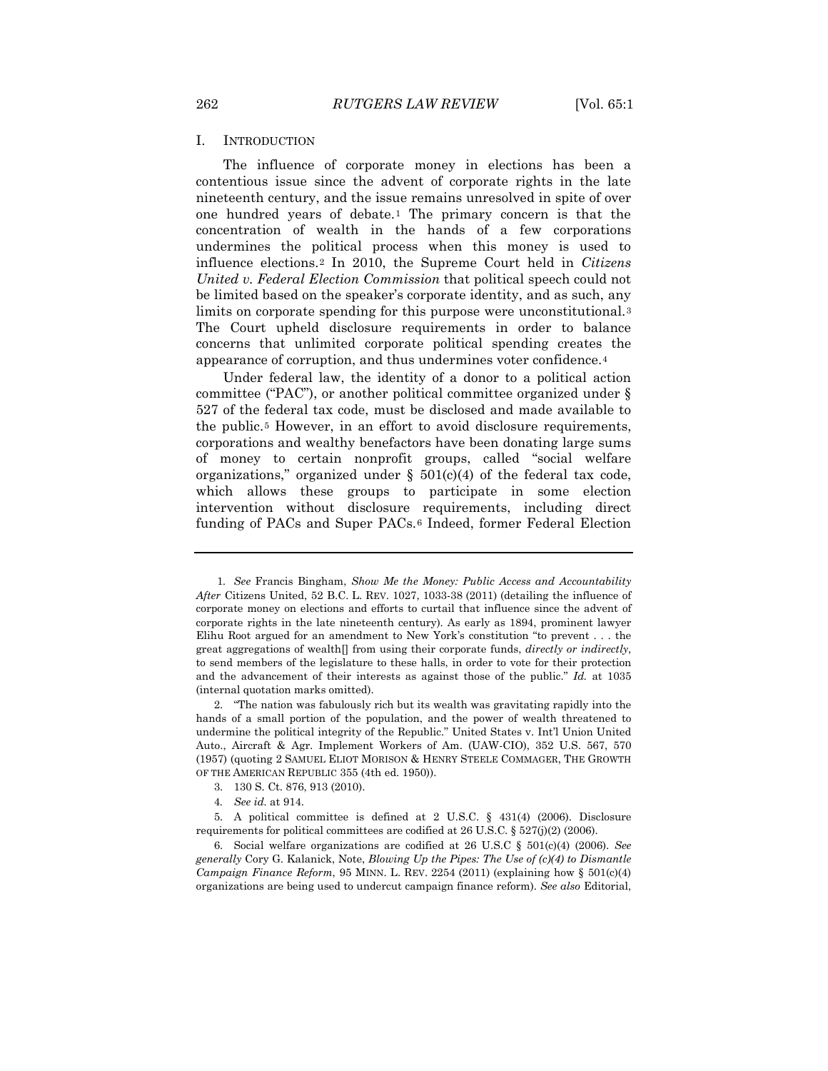## I. INTRODUCTION

The influence of corporate money in elections has been a contentious issue since the advent of corporate rights in the late nineteenth century, and the issue remains unresolved in spite of over one hundred years of debate.[1] The primary concern is that the concentration of wealth in the hands of a few corporations undermines the political process when this money is used to influence elections.[2] In 2010, the Supreme Court held in *Citizens United v. Federal Election Commission* that political speech could not be limited based on the speaker's corporate identity, and as such, any limits on corporate spending for this purpose were unconstitutional.[3] The Court upheld disclosure requirements in order to balance concerns that unlimited corporate political spending creates the appearance of corruption, and thus undermines voter confidence.[4]

Under federal law, the identity of a donor to a political action committee ("PAC"), or another political committee organized under § 527 of the federal tax code, must be disclosed and made available to the public.[5] However, in an effort to avoid disclosure requirements, corporations and wealthy benefactors have been donating large sums of money to certain nonprofit groups, called "social welfare organizations," organized under § 501(c)(4) of the federal tax code, which allows these groups to participate in some election intervention without disclosure requirements, including direct funding of PACs and Super PACs.[6] Indeed, former Federal Election

---

1. *See* Francis Bingham, *Show Me the Money: Public Access and Accountability After* Citizens United, 52 B.C. L. REV. 1027, 1033-38 (2011) (detailing the influence of corporate money on elections and efforts to curtail that influence since the advent of corporate rights in the late nineteenth century). As early as 1894, prominent lawyer Elihu Root argued for an amendment to New York's constitution "to prevent . . . the great aggregations of wealth[] from using their corporate funds, *directly or indirectly*, to send members of the legislature to these halls, in order to vote for their protection and the advancement of their interests as against those of the public." *Id.* at 1035 (internal quotation marks omitted).

2. "The nation was fabulously rich but its wealth was gravitating rapidly into the hands of a small portion of the population, and the power of wealth threatened to undermine the political integrity of the Republic." United States v. Int'l Union United Auto., Aircraft & Agr. Implement Workers of Am. (UAW-CIO), 352 U.S. 567, 570 (1957) (quoting 2 SAMUEL ELIOT MORISON & HENRY STEELE COMMAGER, THE GROWTH OF THE AMERICAN REPUBLIC 355 (4th ed. 1950)).

3. 130 S. Ct. 876, 913 (2010).

4. *See id.* at 914.

5. A political committee is defined at 2 U.S.C. § 431(4) (2006). Disclosure requirements for political committees are codified at 26 U.S.C. § 527(j)(2) (2006).

6. Social welfare organizations are codified at 26 U.S.C § 501(c)(4) (2006). *See generally* Cory G. Kalanick, Note, *Blowing Up the Pipes: The Use of (c)(4) to Dismantle Campaign Finance Reform*, 95 MINN. L. REV. 2254 (2011) (explaining how § 501(c)(4) organizations are being used to undercut campaign finance reform). *See also* Editorial,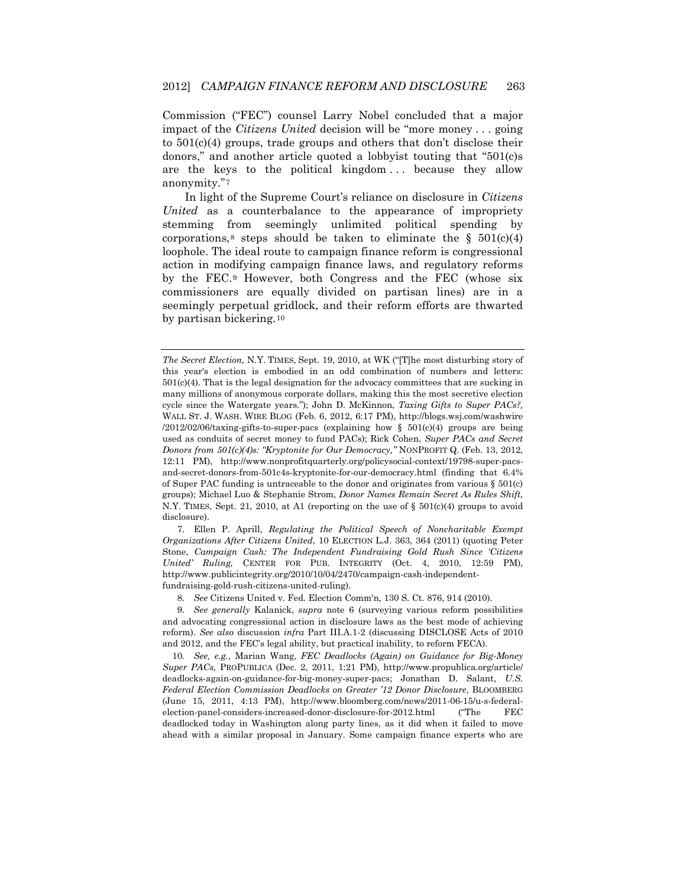Commission ("FEC") counsel Larry Nobel concluded that a major impact of the *Citizens United* decision will be "more money . . . going to 501(c)(4) groups, trade groups and others that don't disclose their donors," and another article quoted a lobbyist touting that "501(c)s are the keys to the political kingdom . . . because they allow anonymity."[7]

In light of the Supreme Court's reliance on disclosure in *Citizens United* as a counterbalance to the appearance of impropriety stemming from seemingly unlimited political spending by corporations,[8] steps should be taken to eliminate the § 501(c)(4) loophole. The ideal route to campaign finance reform is congressional action in modifying campaign finance laws, and regulatory reforms by the FEC.[9] However, both Congress and the FEC (whose six commissioners are equally divided on partisan lines) are in a seemingly perpetual gridlock, and their reform efforts are thwarted by partisan bickering.[10]

---

*The Secret Election,* N.Y. TIMES, Sept. 19, 2010, at WK ("[T]he most disturbing story of this year's election is embodied in an odd combination of numbers and letters: 501(c)(4). That is the legal designation for the advocacy committees that are sucking in many millions of anonymous corporate dollars, making this the most secretive election cycle since the Watergate years."); John D. McKinnon, *Taxing Gifts to Super PACs?,* WALL ST. J. WASH. WIRE BLOG (Feb. 6, 2012, 6:17 PM), http://blogs.wsj.com/washwire/2012/02/06/taxing-gifts-to-super-pacs (explaining how § 501(c)(4) groups are being used as conduits of secret money to fund PACs); Rick Cohen, *Super PACs and Secret Donors from 501(c)(4)s: "Kryptonite for Our Democracy,"* NONPROFIT Q. (Feb. 13, 2012, 12:11 PM), http://www.nonprofitquarterly.org/policysocial-context/19798-super-pacs-and-secret-donors-from-501c4s-kryptonite-for-our-democracy.html (finding that 6.4% of Super PAC funding is untraceable to the donor and originates from various § 501(c) groups); Michael Luo & Stephanie Strom, *Donor Names Remain Secret As Rules Shift,* N.Y. TIMES, Sept. 21, 2010, at A1 (reporting on the use of § 501(c)(4) groups to avoid disclosure).

7. Ellen P. Aprill, *Regulating the Political Speech of Noncharitable Exempt Organizations After Citizens United*, 10 ELECTION L.J. 363, 364 (2011) (quoting Peter Stone, *Campaign Cash: The Independent Fundraising Gold Rush Since 'Citizens United' Ruling,* CENTER FOR PUB. INTEGRITY (Oct. 4, 2010, 12:59 PM), http://www.publicintegrity.org/2010/10/04/2470/campaign-cash-independent-fundraising-gold-rush-citizens-united-ruling).

8. *See* Citizens United v. Fed. Election Comm'n, 130 S. Ct. 876, 914 (2010).

9. *See generally* Kalanick, *supra* note 6 (surveying various reform possibilities and advocating congressional action in disclosure laws as the best mode of achieving reform). *See also* discussion *infra* Part III.A.1-2 (discussing DISCLOSE Acts of 2010 and 2012, and the FEC's legal ability, but practical inability, to reform FECA).

10. *See, e.g.*, Marian Wang, *FEC Deadlocks (Again) on Guidance for Big-Money Super PACs,* PROPUBLICA (Dec. 2, 2011, 1:21 PM), http://www.propublica.org/article/deadlocks-again-on-guidance-for-big-money-super-pacs; Jonathan D. Salant, *U.S. Federal Election Commission Deadlocks on Greater '12 Donor Disclosure*, BLOOMBERG (June 15, 2011, 4:13 PM), http://www.bloomberg.com/news/2011-06-15/u-s-federal-election-panel-considers-increased-donor-disclosure-for-2012.html ("The FEC deadlocked today in Washington along party lines, as it did when it failed to move ahead with a similar proposal in January. Some campaign finance experts who are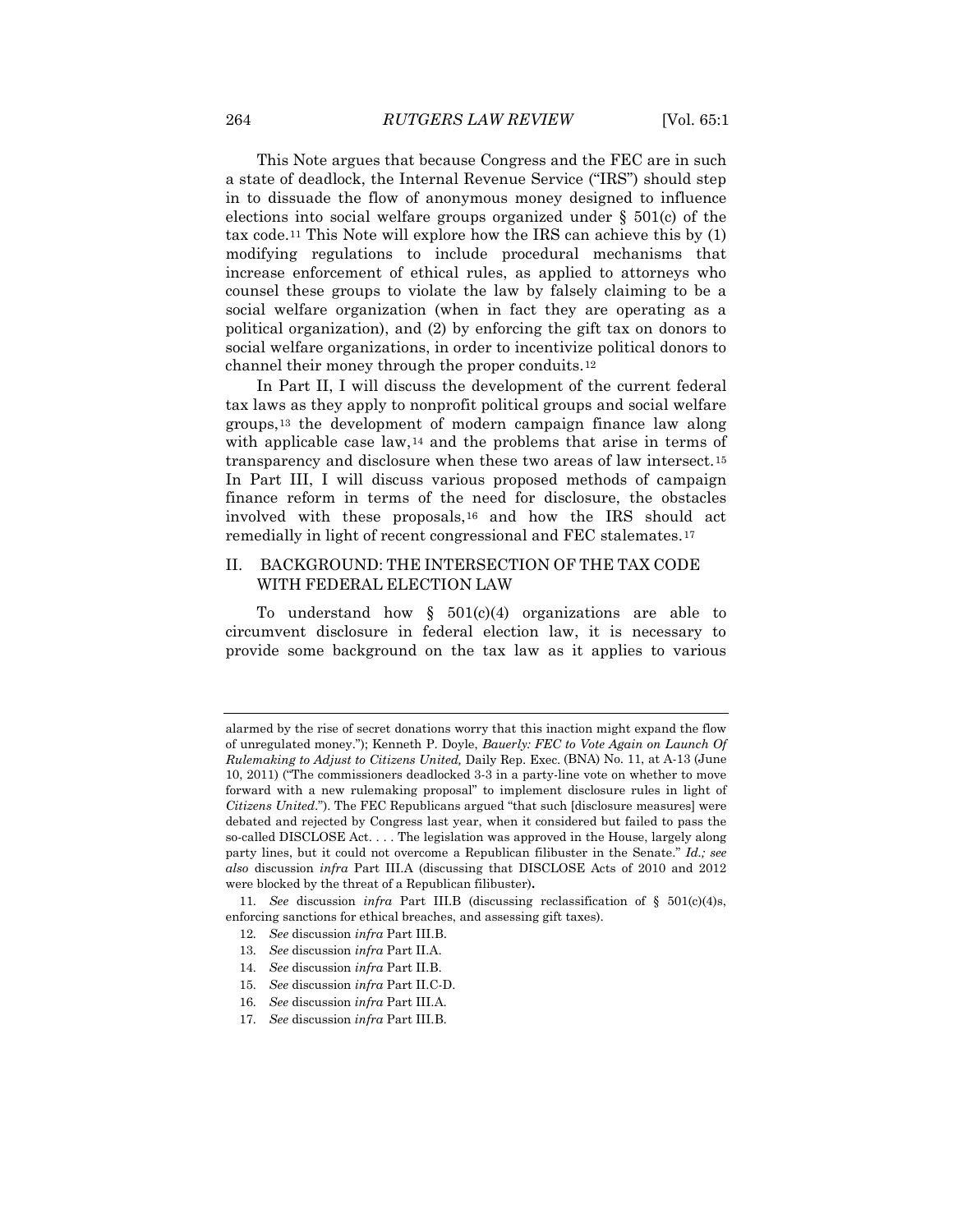This Note argues that because Congress and the FEC are in such a state of deadlock, the Internal Revenue Service ("IRS") should step in to dissuade the flow of anonymous money designed to influence elections into social welfare groups organized under § 501(c) of the tax code.[11] This Note will explore how the IRS can achieve this by (1) modifying regulations to include procedural mechanisms that increase enforcement of ethical rules, as applied to attorneys who counsel these groups to violate the law by falsely claiming to be a social welfare organization (when in fact they are operating as a political organization), and (2) by enforcing the gift tax on donors to social welfare organizations, in order to incentivize political donors to channel their money through the proper conduits.[12]

In Part II, I will discuss the development of the current federal tax laws as they apply to nonprofit political groups and social welfare groups,[13] the development of modern campaign finance law along with applicable case law,[14] and the problems that arise in terms of transparency and disclosure when these two areas of law intersect.[15] In Part III, I will discuss various proposed methods of campaign finance reform in terms of the need for disclosure, the obstacles involved with these proposals,[16] and how the IRS should act remedially in light of recent congressional and FEC stalemates.[17]

## II. BACKGROUND: THE INTERSECTION OF THE TAX CODE WITH FEDERAL ELECTION LAW

To understand how § 501(c)(4) organizations are able to circumvent disclosure in federal election law, it is necessary to provide some background on the tax law as it applies to various

---

alarmed by the rise of secret donations worry that this inaction might expand the flow of unregulated money."); Kenneth P. Doyle, *Bauerly: FEC to Vote Again on Launch Of Rulemaking to Adjust to Citizens United,* Daily Rep. Exec. (BNA) No. 11, at A-13 (June 10, 2011) ("The commissioners deadlocked 3-3 in a party-line vote on whether to move forward with a new rulemaking proposal" to implement disclosure rules in light of *Citizens United*."). The FEC Republicans argued "that such [disclosure measures] were debated and rejected by Congress last year, when it considered but failed to pass the so-called DISCLOSE Act. . . . The legislation was approved in the House, largely along party lines, but it could not overcome a Republican filibuster in the Senate." *Id.; see also* discussion *infra* Part III.A (discussing that DISCLOSE Acts of 2010 and 2012 were blocked by the threat of a Republican filibuster)**.**

11. *See* discussion *infra* Part III.B (discussing reclassification of § 501(c)(4)s, enforcing sanctions for ethical breaches, and assessing gift taxes).

12. *See* discussion *infra* Part III.B.

13. *See* discussion *infra* Part II.A.

14. *See* discussion *infra* Part II.B.

15. *See* discussion *infra* Part II.C-D.

16. *See* discussion *infra* Part III.A.

17. *See* discussion *infra* Part III.B.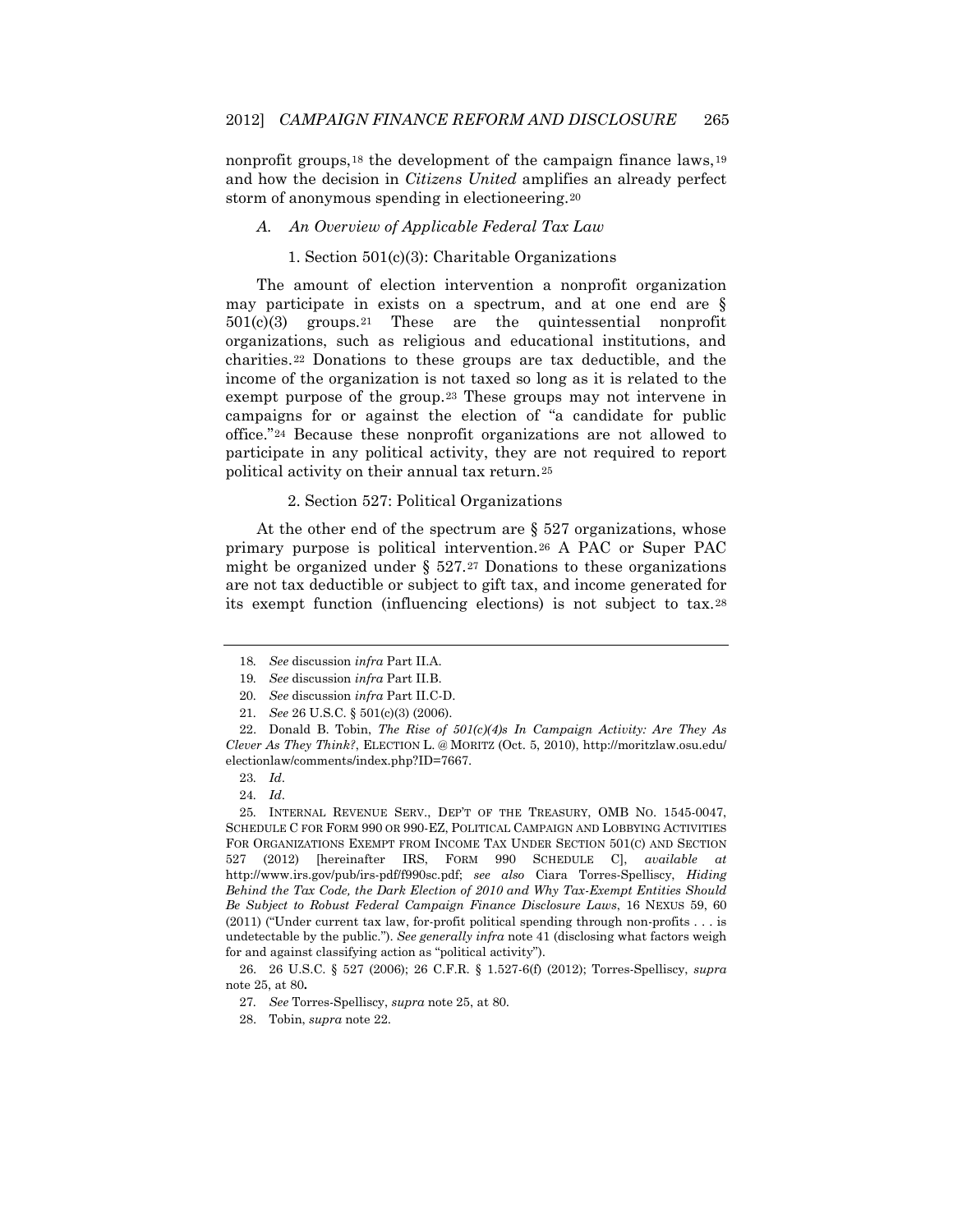nonprofit groups,[18] the development of the campaign finance laws,[19] and how the decision in *Citizens United* amplifies an already perfect storm of anonymous spending in electioneering.[20]

### *A. An Overview of Applicable Federal Tax Law*

#### 1. Section 501(c)(3): Charitable Organizations

The amount of election intervention a nonprofit organization may participate in exists on a spectrum, and at one end are § 501(c)(3) groups.[21] These are the quintessential nonprofit organizations, such as religious and educational institutions, and charities.[22] Donations to these groups are tax deductible, and the income of the organization is not taxed so long as it is related to the exempt purpose of the group.[23] These groups may not intervene in campaigns for or against the election of "a candidate for public office."[24] Because these nonprofit organizations are not allowed to participate in any political activity, they are not required to report political activity on their annual tax return.[25]

#### 2. Section 527: Political Organizations

At the other end of the spectrum are § 527 organizations, whose primary purpose is political intervention.[26] A PAC or Super PAC might be organized under § 527.[27] Donations to these organizations are not tax deductible or subject to gift tax, and income generated for its exempt function (influencing elections) is not subject to tax.[28]

---

18. *See* discussion *infra* Part II.A.

19. *See* discussion *infra* Part II.B.

20. *See* discussion *infra* Part II.C-D.

21. *See* 26 U.S.C. § 501(c)(3) (2006).

22. Donald B. Tobin, *The Rise of 501(c)(4)s In Campaign Activity: Are They As Clever As They Think?*, ELECTION L. @ MORITZ (Oct. 5, 2010), http://moritzlaw.osu.edu/electionlaw/comments/index.php?ID=7667.

23. *Id*.

24. *Id*.

25. INTERNAL REVENUE SERV., DEP'T OF THE TREASURY, OMB NO. 1545-0047, SCHEDULE C FOR FORM 990 OR 990-EZ, POLITICAL CAMPAIGN AND LOBBYING ACTIVITIES FOR ORGANIZATIONS EXEMPT FROM INCOME TAX UNDER SECTION 501(C) AND SECTION 527 (2012) [hereinafter IRS, FORM 990 SCHEDULE C], *available at* http://www.irs.gov/pub/irs-pdf/f990sc.pdf; *see also* Ciara Torres-Spelliscy, *Hiding Behind the Tax Code, the Dark Election of 2010 and Why Tax-Exempt Entities Should Be Subject to Robust Federal Campaign Finance Disclosure Laws*, 16 NEXUS 59, 60 (2011) ("Under current tax law, for-profit political spending through non-profits . . . is undetectable by the public."). *See generally infra* note 41 (disclosing what factors weigh for and against classifying action as "political activity").

26. 26 U.S.C. § 527 (2006); 26 C.F.R. § 1.527-6(f) (2012); Torres-Spelliscy, *supra* note 25, at 80.

27. *See* Torres-Spelliscy, *supra* note 25, at 80.

28. Tobin, *supra* note 22.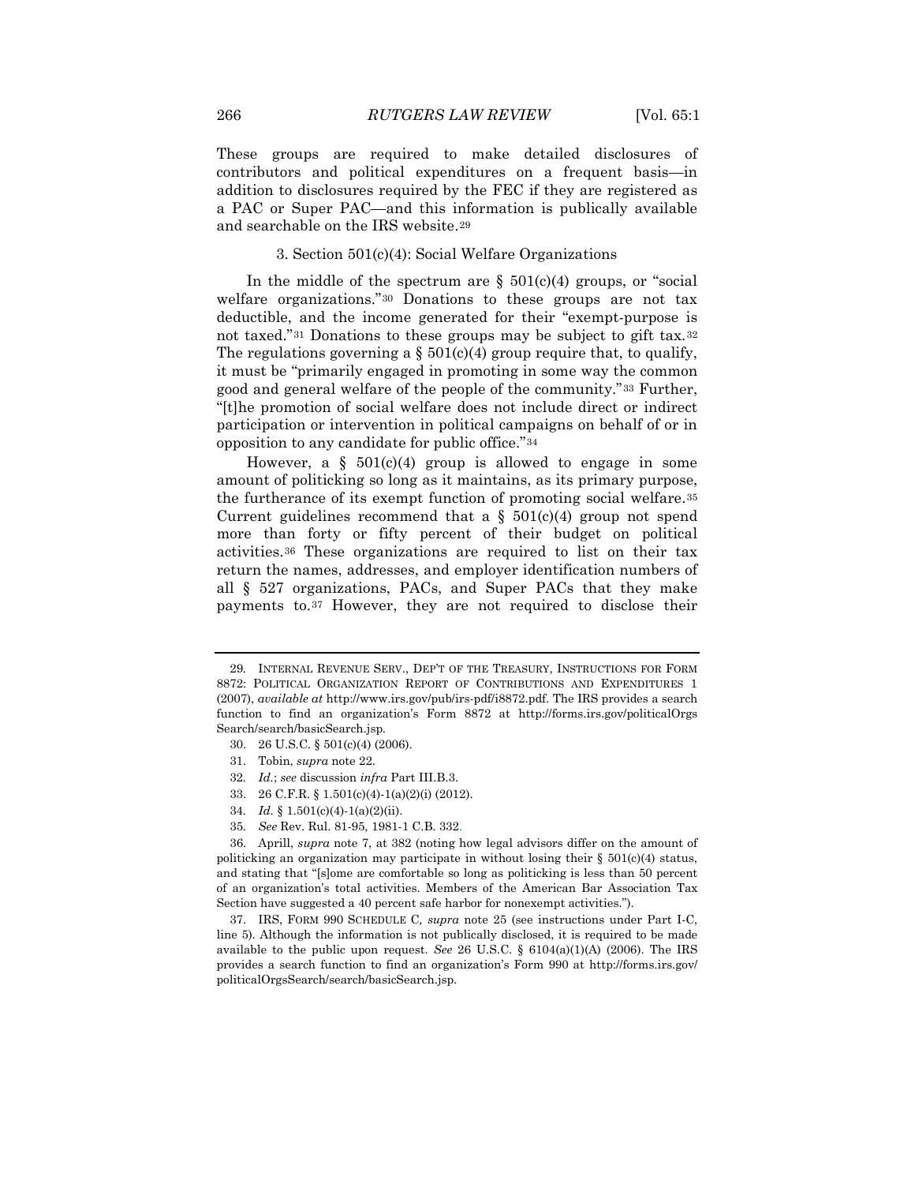These groups are required to make detailed disclosures of contributors and political expenditures on a frequent basis—in addition to disclosures required by the FEC if they are registered as a PAC or Super PAC—and this information is publically available and searchable on the IRS website.[29]

### 3. Section 501(c)(4): Social Welfare Organizations

In the middle of the spectrum are § 501(c)(4) groups, or "social welfare organizations."[30] Donations to these groups are not tax deductible, and the income generated for their "exempt-purpose is not taxed."[31] Donations to these groups may be subject to gift tax.[32] The regulations governing a § 501(c)(4) group require that, to qualify, it must be "primarily engaged in promoting in some way the common good and general welfare of the people of the community."[33] Further, "[t]he promotion of social welfare does not include direct or indirect participation or intervention in political campaigns on behalf of or in opposition to any candidate for public office."[34]

However, a § 501(c)(4) group is allowed to engage in some amount of politicking so long as it maintains, as its primary purpose, the furtherance of its exempt function of promoting social welfare.[35] Current guidelines recommend that a § 501(c)(4) group not spend more than forty or fifty percent of their budget on political activities.[36] These organizations are required to list on their tax return the names, addresses, and employer identification numbers of all § 527 organizations, PACs, and Super PACs that they make payments to.[37] However, they are not required to disclose their

---

29. INTERNAL REVENUE SERV., DEP'T OF THE TREASURY, INSTRUCTIONS FOR FORM 8872: POLITICAL ORGANIZATION REPORT OF CONTRIBUTIONS AND EXPENDITURES 1 (2007), *available at* http://www.irs.gov/pub/irs-pdf/i8872.pdf. The IRS provides a search function to find an organization's Form 8872 at http://forms.irs.gov/politicalOrgsSearch/search/basicSearch.jsp.

30. 26 U.S.C. § 501(c)(4) (2006).

31. Tobin, *supra* note 22.

32. *Id.*; *see* discussion *infra* Part III.B.3.

33. 26 C.F.R. § 1.501(c)(4)-1(a)(2)(i) (2012).

34. *Id.* § 1.501(c)(4)-1(a)(2)(ii).

35. *See* Rev. Rul. 81-95, 1981-1 C.B. 332.

36. Aprill, *supra* note 7, at 382 (noting how legal advisors differ on the amount of politicking an organization may participate in without losing their § 501(c)(4) status, and stating that "[s]ome are comfortable so long as politicking is less than 50 percent of an organization's total activities. Members of the American Bar Association Tax Section have suggested a 40 percent safe harbor for nonexempt activities.").

37. IRS, FORM 990 SCHEDULE C*, supra* note 25 (see instructions under Part I-C, line 5). Although the information is not publically disclosed, it is required to be made available to the public upon request. *See* 26 U.S.C. § 6104(a)(1)(A) (2006). The IRS provides a search function to find an organization's Form 990 at http://forms.irs.gov/politicalOrgsSearch/search/basicSearch.jsp.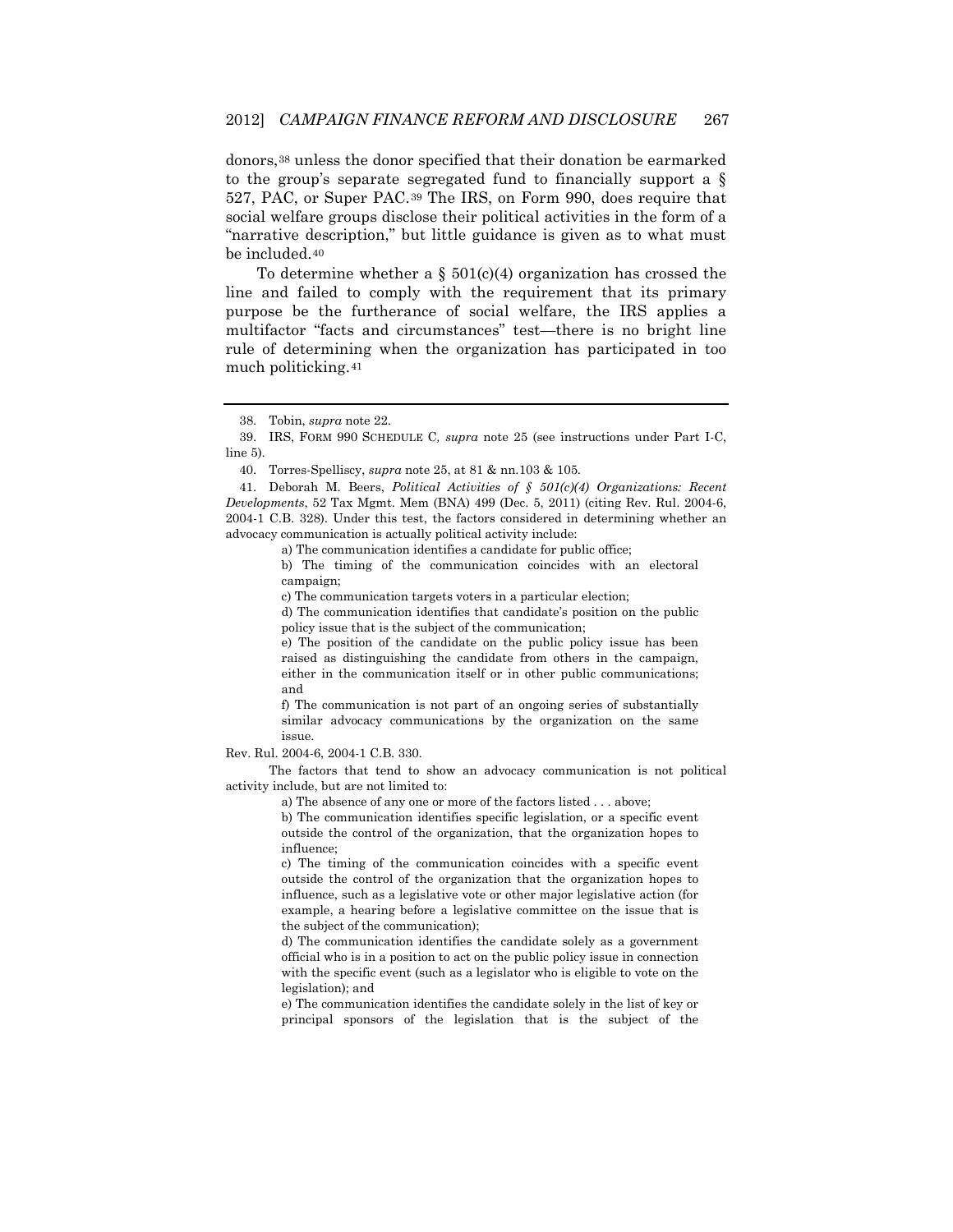donors,[38] unless the donor specified that their donation be earmarked to the group's separate segregated fund to financially support a § 527, PAC, or Super PAC.[39] The IRS, on Form 990, does require that social welfare groups disclose their political activities in the form of a "narrative description," but little guidance is given as to what must be included.[40]

To determine whether a § 501(c)(4) organization has crossed the line and failed to comply with the requirement that its primary purpose be the furtherance of social welfare, the IRS applies a multifactor "facts and circumstances" test—there is no bright line rule of determining when the organization has participated in too much politicking.[41]

---

38. Tobin, *supra* note 22.

39. IRS, FORM 990 SCHEDULE C*, supra* note 25 (see instructions under Part I-C, line 5).

40. Torres-Spelliscy, *supra* note 25, at 81 & nn.103 & 105.

41. Deborah M. Beers, *Political Activities of § 501(c)(4) Organizations: Recent Developments*, 52 Tax Mgmt. Mem (BNA) 499 (Dec. 5, 2011) (citing Rev. Rul. 2004-6, 2004-1 C.B. 328). Under this test, the factors considered in determining whether an advocacy communication is actually political activity include:

> a) The communication identifies a candidate for public office;
>
> b) The timing of the communication coincides with an electoral campaign;
>
> c) The communication targets voters in a particular election;
>
> d) The communication identifies that candidate's position on the public policy issue that is the subject of the communication;
>
> e) The position of the candidate on the public policy issue has been raised as distinguishing the candidate from others in the campaign, either in the communication itself or in other public communications; and
>
> f) The communication is not part of an ongoing series of substantially similar advocacy communications by the organization on the same issue.

Rev. Rul. 2004-6, 2004-1 C.B. 330.

The factors that tend to show an advocacy communication is not political activity include, but are not limited to:

> a) The absence of any one or more of the factors listed . . . above;
>
> b) The communication identifies specific legislation, or a specific event outside the control of the organization, that the organization hopes to influence;
>
> c) The timing of the communication coincides with a specific event outside the control of the organization that the organization hopes to influence, such as a legislative vote or other major legislative action (for example, a hearing before a legislative committee on the issue that is the subject of the communication);
>
> d) The communication identifies the candidate solely as a government official who is in a position to act on the public policy issue in connection with the specific event (such as a legislator who is eligible to vote on the legislation); and
>
> e) The communication identifies the candidate solely in the list of key or principal sponsors of the legislation that is the subject of the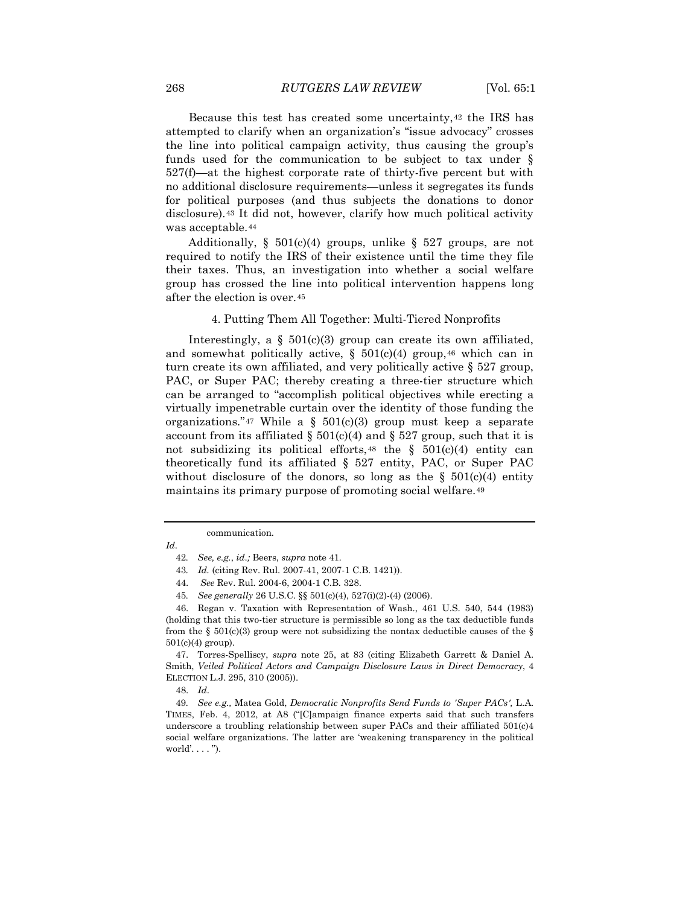Because this test has created some uncertainty,[42] the IRS has attempted to clarify when an organization's "issue advocacy" crosses the line into political campaign activity, thus causing the group's funds used for the communication to be subject to tax under § 527(f)—at the highest corporate rate of thirty-five percent but with no additional disclosure requirements—unless it segregates its funds for political purposes (and thus subjects the donations to donor disclosure).[43] It did not, however, clarify how much political activity was acceptable.[44]

Additionally, § 501(c)(4) groups, unlike § 527 groups, are not required to notify the IRS of their existence until the time they file their taxes. Thus, an investigation into whether a social welfare group has crossed the line into political intervention happens long after the election is over.[45]

### 4. Putting Them All Together: Multi-Tiered Nonprofits

Interestingly, a § 501(c)(3) group can create its own affiliated, and somewhat politically active, § 501(c)(4) group,[46] which can in turn create its own affiliated, and very politically active § 527 group, PAC, or Super PAC; thereby creating a three-tier structure which can be arranged to "accomplish political objectives while erecting a virtually impenetrable curtain over the identity of those funding the organizations."[47] While a § 501(c)(3) group must keep a separate account from its affiliated § 501(c)(4) and § 527 group, such that it is not subsidizing its political efforts,[48] the § 501(c)(4) entity can theoretically fund its affiliated § 527 entity, PAC, or Super PAC without disclosure of the donors, so long as the § 501(c)(4) entity maintains its primary purpose of promoting social welfare.[49]

---

communication.

*Id.*

42. *See, e.g.*, *id.;* Beers, *supra* note 41.

43. *Id.* (citing Rev. Rul. 2007-41, 2007-1 C.B. 1421)).

44. *See* Rev. Rul. 2004-6, 2004-1 C.B. 328.

45. *See generally* 26 U.S.C. §§ 501(c)(4), 527(i)(2)-(4) (2006).

46. Regan v. Taxation with Representation of Wash., 461 U.S. 540, 544 (1983) (holding that this two-tier structure is permissible so long as the tax deductible funds from the § 501(c)(3) group were not subsidizing the nontax deductible causes of the § 501(c)(4) group).

47. Torres-Spelliscy, *supra* note 25, at 83 (citing Elizabeth Garrett & Daniel A. Smith, *Veiled Political Actors and Campaign Disclosure Laws in Direct Democracy*, 4 ELECTION L.J. 295, 310 (2005)).

48. *Id.*

49. *See e.g.,* Matea Gold, *Democratic Nonprofits Send Funds to 'Super PACs',* L.A. TIMES, Feb. 4, 2012, at A8 ("[C]ampaign finance experts said that such transfers underscore a troubling relationship between super PACs and their affiliated 501(c)4 social welfare organizations. The latter are 'weakening transparency in the political world'. . . . ").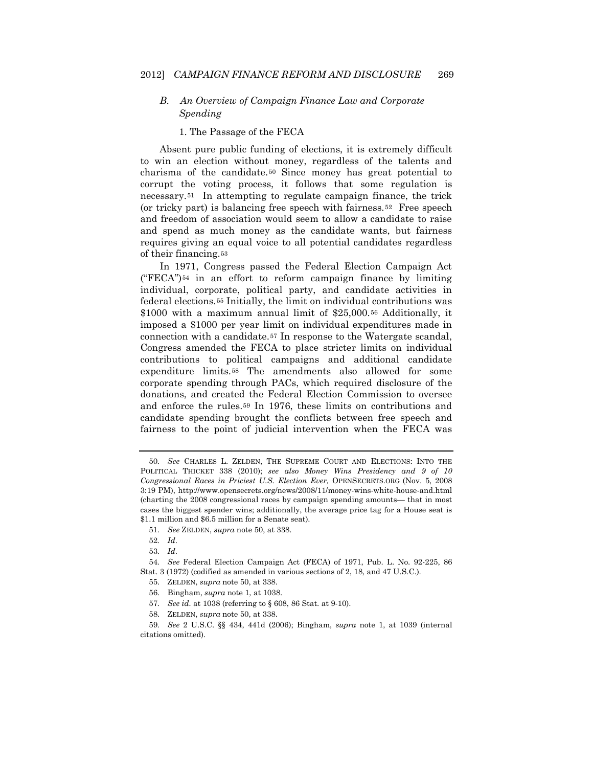### B. *An Overview of Campaign Finance Law and Corporate Spending*

#### 1. The Passage of the FECA

Absent pure public funding of elections, it is extremely difficult to win an election without money, regardless of the talents and charisma of the candidate.[50] Since money has great potential to corrupt the voting process, it follows that some regulation is necessary.[51] In attempting to regulate campaign finance, the trick (or tricky part) is balancing free speech with fairness.[52] Free speech and freedom of association would seem to allow a candidate to raise and spend as much money as the candidate wants, but fairness requires giving an equal voice to all potential candidates regardless of their financing.[53]

In 1971, Congress passed the Federal Election Campaign Act ("FECA")[54] in an effort to reform campaign finance by limiting individual, corporate, political party, and candidate activities in federal elections.[55] Initially, the limit on individual contributions was $1000 with a maximum annual limit of $25,000.[56] Additionally, it imposed a $1000 per year limit on individual expenditures made in connection with a candidate.[57] In response to the Watergate scandal, Congress amended the FECA to place stricter limits on individual contributions to political campaigns and additional candidate expenditure limits.[58] The amendments also allowed for some corporate spending through PACs, which required disclosure of the donations, and created the Federal Election Commission to oversee and enforce the rules.[59] In 1976, these limits on contributions and candidate spending brought the conflicts between free speech and fairness to the point of judicial intervention when the FECA was

---

50. *See* CHARLES L. ZELDEN, THE SUPREME COURT AND ELECTIONS: INTO THE POLITICAL THICKET 338 (2010); *see also Money Wins Presidency and 9 of 10 Congressional Races in Priciest U.S. Election Ever,* OPENSECRETS.ORG (Nov. 5, 2008 3:19 PM), http://www.opensecrets.org/news/2008/11/money-wins-white-house-and.html (charting the 2008 congressional races by campaign spending amounts— that in most cases the biggest spender wins; additionally, the average price tag for a House seat is $1.1 million and $6.5 million for a Senate seat).

51. *See* ZELDEN, *supra* note 50, at 338.

52. *Id*.

53. *Id*.

54. *See* Federal Election Campaign Act (FECA) of 1971, Pub. L. No. 92-225, 86 Stat. 3 (1972) (codified as amended in various sections of 2, 18, and 47 U.S.C.).

55. ZELDEN, *supra* note 50, at 338.

56. Bingham, *supra* note 1, at 1038.

57. *See id*. at 1038 (referring to § 608, 86 Stat. at 9-10).

58. ZELDEN, *supra* note 50, at 338.

59. *See* 2 U.S.C. §§ 434, 441d (2006); Bingham, *supra* note 1, at 1039 (internal citations omitted).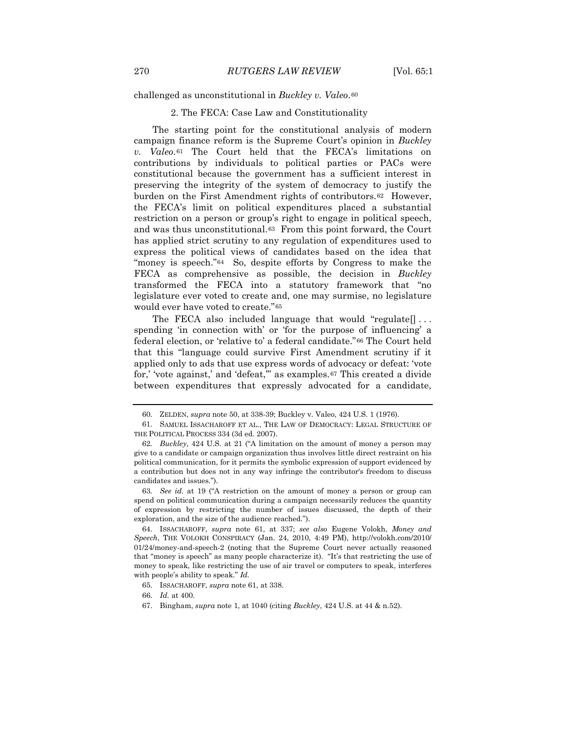challenged as unconstitutional in *Buckley v. Valeo*.[60]

### 2. The FECA: Case Law and Constitutionality

The starting point for the constitutional analysis of modern campaign finance reform is the Supreme Court's opinion in *Buckley v. Valeo*.[61] The Court held that the FECA's limitations on contributions by individuals to political parties or PACs were constitutional because the government has a sufficient interest in preserving the integrity of the system of democracy to justify the burden on the First Amendment rights of contributors.[62] However, the FECA's limit on political expenditures placed a substantial restriction on a person or group's right to engage in political speech, and was thus unconstitutional.[63] From this point forward, the Court has applied strict scrutiny to any regulation of expenditures used to express the political views of candidates based on the idea that "money is speech."[64] So, despite efforts by Congress to make the FECA as comprehensive as possible, the decision in *Buckley* transformed the FECA into a statutory framework that "no legislature ever voted to create and, one may surmise, no legislature would ever have voted to create."[65]

The FECA also included language that would "regulate[] . . . spending 'in connection with' or 'for the purpose of influencing' a federal election, or 'relative to' a federal candidate."[66] The Court held that this "language could survive First Amendment scrutiny if it applied only to ads that use express words of advocacy or defeat: 'vote for,' 'vote against,' and 'defeat,'" as examples.[67] This created a divide between expenditures that expressly advocated for a candidate,

---

60. ZELDEN, *supra* note 50, at 338-39; Buckley v. Valeo, 424 U.S. 1 (1976).

61. SAMUEL ISSACHAROFF ET AL., THE LAW OF DEMOCRACY: LEGAL STRUCTURE OF THE POLITICAL PROCESS 334 (3d ed. 2007).

62. *Buckley*, 424 U.S. at 21 ("A limitation on the amount of money a person may give to a candidate or campaign organization thus involves little direct restraint on his political communication, for it permits the symbolic expression of support evidenced by a contribution but does not in any way infringe the contributor's freedom to discuss candidates and issues.").

63. *See id.* at 19 ("A restriction on the amount of money a person or group can spend on political communication during a campaign necessarily reduces the quantity of expression by restricting the number of issues discussed, the depth of their exploration, and the size of the audience reached.").

64. ISSACHAROFF, *supra* note 61, at 337; *see also* Eugene Volokh, *Money and Speech*, THE VOLOKH CONSPIRACY (Jan. 24, 2010, 4:49 PM), http://volokh.com/2010/01/24/money-and-speech-2 (noting that the Supreme Court never actually reasoned that "money is speech" as many people characterize it). "It's that restricting the use of money to speak, like restricting the use of air travel or computers to speak, interferes with people's ability to speak." *Id.*

65. ISSACHAROFF, *supra* note 61, at 338.

66. *Id.* at 400.

67. Bingham, *supra* note 1, at 1040 (citing *Buckley*, 424 U.S. at 44 & n.52).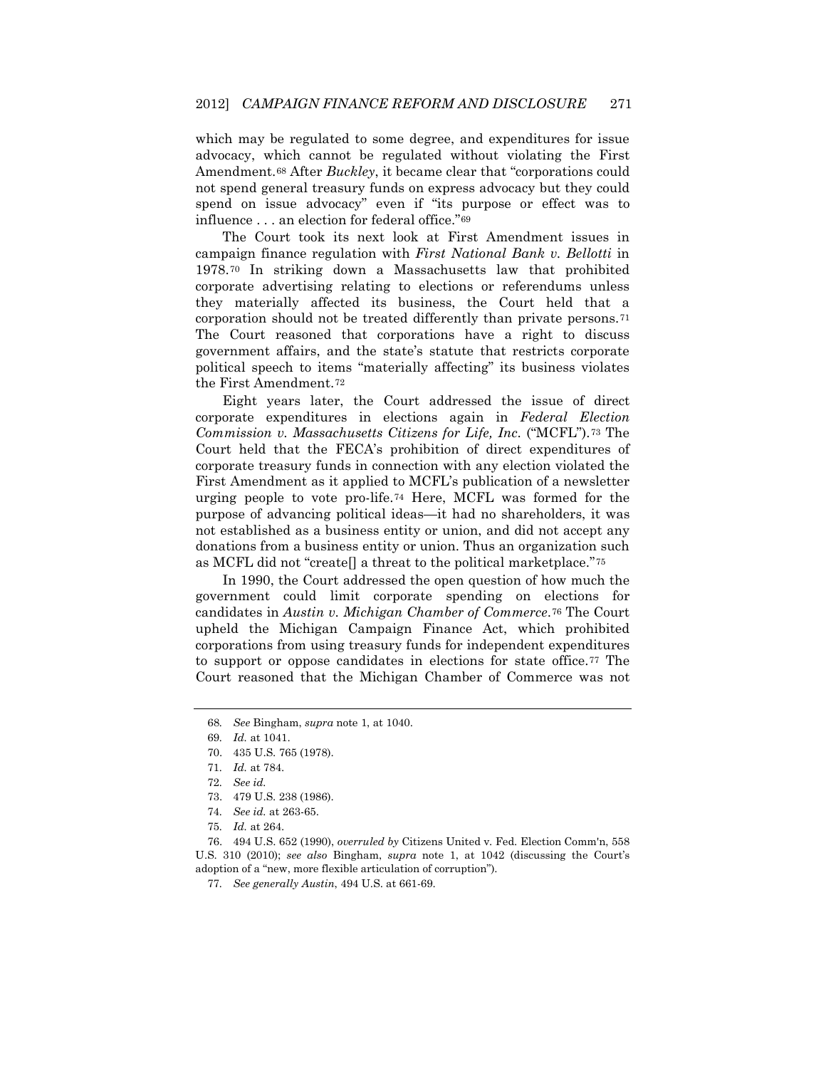which may be regulated to some degree, and expenditures for issue advocacy, which cannot be regulated without violating the First Amendment.[68] After *Buckley*, it became clear that "corporations could not spend general treasury funds on express advocacy but they could spend on issue advocacy" even if "its purpose or effect was to influence . . . an election for federal office."[69]

The Court took its next look at First Amendment issues in campaign finance regulation with *First National Bank v. Bellotti* in 1978.[70] In striking down a Massachusetts law that prohibited corporate advertising relating to elections or referendums unless they materially affected its business, the Court held that a corporation should not be treated differently than private persons.[71] The Court reasoned that corporations have a right to discuss government affairs, and the state's statute that restricts corporate political speech to items "materially affecting" its business violates the First Amendment.[72]

Eight years later, the Court addressed the issue of direct corporate expenditures in elections again in *Federal Election Commission v. Massachusetts Citizens for Life, Inc.* ("MCFL").[73] The Court held that the FECA's prohibition of direct expenditures of corporate treasury funds in connection with any election violated the First Amendment as it applied to MCFL's publication of a newsletter urging people to vote pro-life.[74] Here, MCFL was formed for the purpose of advancing political ideas—it had no shareholders, it was not established as a business entity or union, and did not accept any donations from a business entity or union. Thus an organization such as MCFL did not "create[] a threat to the political marketplace."[75]

In 1990, the Court addressed the open question of how much the government could limit corporate spending on elections for candidates in *Austin v. Michigan Chamber of Commerce*.[76] The Court upheld the Michigan Campaign Finance Act, which prohibited corporations from using treasury funds for independent expenditures to support or oppose candidates in elections for state office.[77] The Court reasoned that the Michigan Chamber of Commerce was not

---

68. *See* Bingham, *supra* note 1, at 1040.

69. *Id.* at 1041.

70. 435 U.S. 765 (1978).

71. *Id.* at 784.

72. *See id.*

73. 479 U.S. 238 (1986).

74. *See id.* at 263-65.

75. *Id.* at 264.

76. 494 U.S. 652 (1990), *overruled by* Citizens United v. Fed. Election Comm'n, 558 U.S. 310 (2010); *see also* Bingham, *supra* note 1, at 1042 (discussing the Court's adoption of a "new, more flexible articulation of corruption").

77. *See generally Austin*, 494 U.S. at 661-69.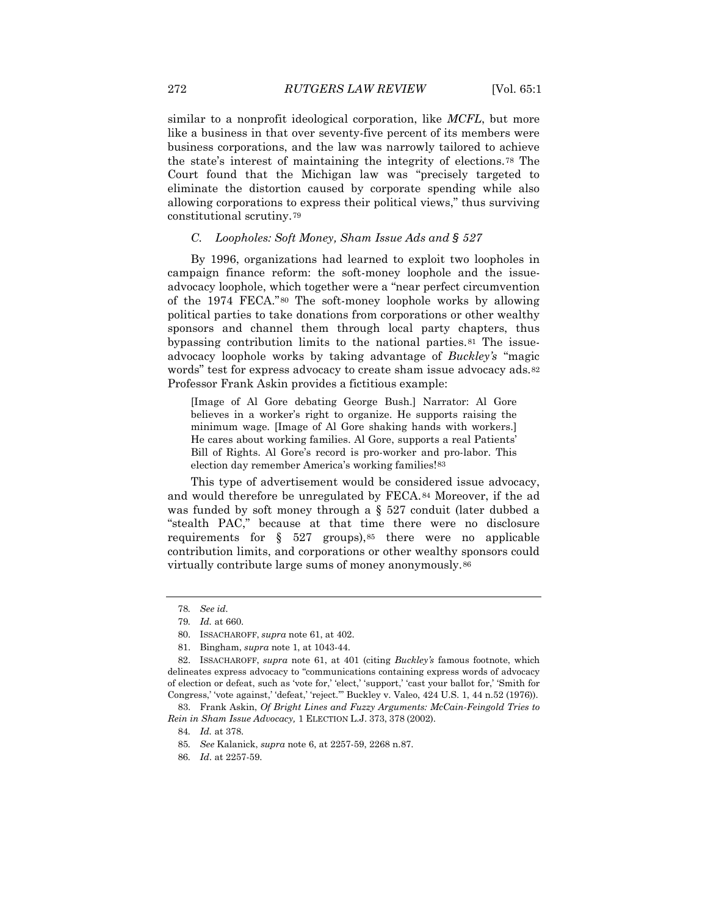similar to a nonprofit ideological corporation, like *MCFL*, but more like a business in that over seventy-five percent of its members were business corporations, and the law was narrowly tailored to achieve the state's interest of maintaining the integrity of elections.[78] The Court found that the Michigan law was "precisely targeted to eliminate the distortion caused by corporate spending while also allowing corporations to express their political views," thus surviving constitutional scrutiny.[79]

### *C. Loopholes: Soft Money, Sham Issue Ads and § 527*

By 1996, organizations had learned to exploit two loopholes in campaign finance reform: the soft-money loophole and the issue-advocacy loophole, which together were a "near perfect circumvention of the 1974 FECA."[80] The soft-money loophole works by allowing political parties to take donations from corporations or other wealthy sponsors and channel them through local party chapters, thus bypassing contribution limits to the national parties.[81] The issue-advocacy loophole works by taking advantage of *Buckley's* "magic words" test for express advocacy to create sham issue advocacy ads.[82] Professor Frank Askin provides a fictitious example:

> [Image of Al Gore debating George Bush.] Narrator: Al Gore believes in a worker's right to organize. He supports raising the minimum wage. [Image of Al Gore shaking hands with workers.] He cares about working families. Al Gore, supports a real Patients' Bill of Rights. Al Gore's record is pro-worker and pro-labor. This election day remember America's working families![83]

This type of advertisement would be considered issue advocacy, and would therefore be unregulated by FECA.[84] Moreover, if the ad was funded by soft money through a § 527 conduit (later dubbed a "stealth PAC," because at that time there were no disclosure requirements for § 527 groups),[85] there were no applicable contribution limits, and corporations or other wealthy sponsors could virtually contribute large sums of money anonymously.[86]

---

78. *See id.*

79. *Id.* at 660.

80. ISSACHAROFF, *supra* note 61, at 402.

81. Bingham, *supra* note 1, at 1043-44.

82. ISSACHAROFF, *supra* note 61, at 401 (citing *Buckley's* famous footnote, which delineates express advocacy to "communications containing express words of advocacy of election or defeat, such as 'vote for,' 'elect,' 'support,' 'cast your ballot for,' 'Smith for Congress,' 'vote against,' 'defeat,' 'reject.'" Buckley v. Valeo, 424 U.S. 1, 44 n.52 (1976)).

83. Frank Askin, *Of Bright Lines and Fuzzy Arguments: McCain-Feingold Tries to Rein in Sham Issue Advocacy,* 1 ELECTION L.J. 373, 378 (2002).

84. *Id.* at 378.

85. *See* Kalanick, *supra* note 6, at 2257-59, 2268 n.87.

86. *Id*. at 2257-59.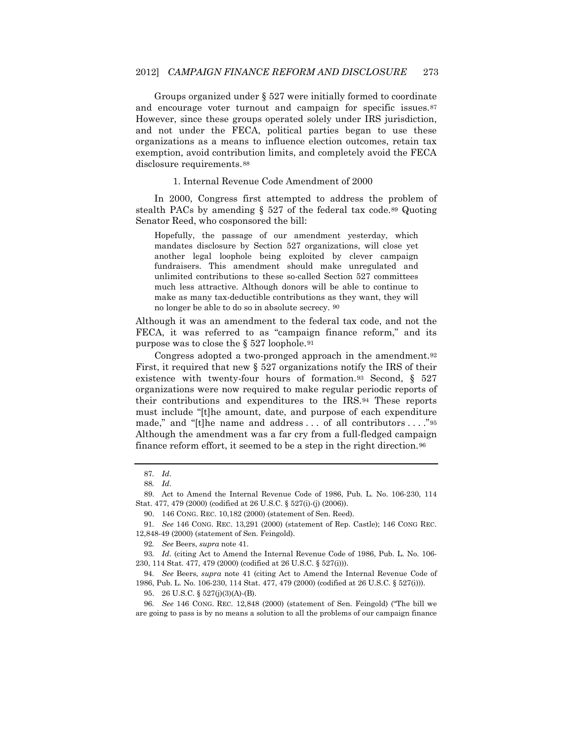Groups organized under § 527 were initially formed to coordinate and encourage voter turnout and campaign for specific issues.[87] However, since these groups operated solely under IRS jurisdiction, and not under the FECA, political parties began to use these organizations as a means to influence election outcomes, retain tax exemption, avoid contribution limits, and completely avoid the FECA disclosure requirements.[88]

### 1. Internal Revenue Code Amendment of 2000

In 2000, Congress first attempted to address the problem of stealth PACs by amending § 527 of the federal tax code.[89] Quoting Senator Reed, who cosponsored the bill:

> Hopefully, the passage of our amendment yesterday, which mandates disclosure by Section 527 organizations, will close yet another legal loophole being exploited by clever campaign fundraisers. This amendment should make unregulated and unlimited contributions to these so-called Section 527 committees much less attractive. Although donors will be able to continue to make as many tax-deductible contributions as they want, they will no longer be able to do so in absolute secrecy. [90]

Although it was an amendment to the federal tax code, and not the FECA, it was referred to as "campaign finance reform," and its purpose was to close the § 527 loophole.[91]

Congress adopted a two-pronged approach in the amendment.[92] First, it required that new § 527 organizations notify the IRS of their existence with twenty-four hours of formation.[93] Second, § 527 organizations were now required to make regular periodic reports of their contributions and expenditures to the IRS.[94] These reports must include "[t]he amount, date, and purpose of each expenditure made," and "[t]he name and address . . . of all contributors . . . ."[95] Although the amendment was a far cry from a full-fledged campaign finance reform effort, it seemed to be a step in the right direction.[96]

---

87. *Id*.

88. *Id*.

89. Act to Amend the Internal Revenue Code of 1986, Pub. L. No. 106-230, 114 Stat. 477, 479 (2000) (codified at 26 U.S.C. § 527(i)-(j) (2006)).

90. 146 CONG. REC. 10,182 (2000) (statement of Sen. Reed).

91. *See* 146 CONG. REC. 13,291 (2000) (statement of Rep. Castle); 146 CONG REC. 12,848-49 (2000) (statement of Sen. Feingold).

92. *See* Beers, *supra* note 41.

93. *Id*. (citing Act to Amend the Internal Revenue Code of 1986, Pub. L. No. 106-230, 114 Stat. 477, 479 (2000) (codified at 26 U.S.C. § 527(i))).

94. *See* Beers, *supra* note 41 (citing Act to Amend the Internal Revenue Code of 1986, Pub. L. No. 106-230, 114 Stat. 477, 479 (2000) (codified at 26 U.S.C. § 527(i))).

95. 26 U.S.C. § 527(j)(3)(A)-(B).

96. *See* 146 CONG. REC. 12,848 (2000) (statement of Sen. Feingold) ("The bill we are going to pass is by no means a solution to all the problems of our campaign finance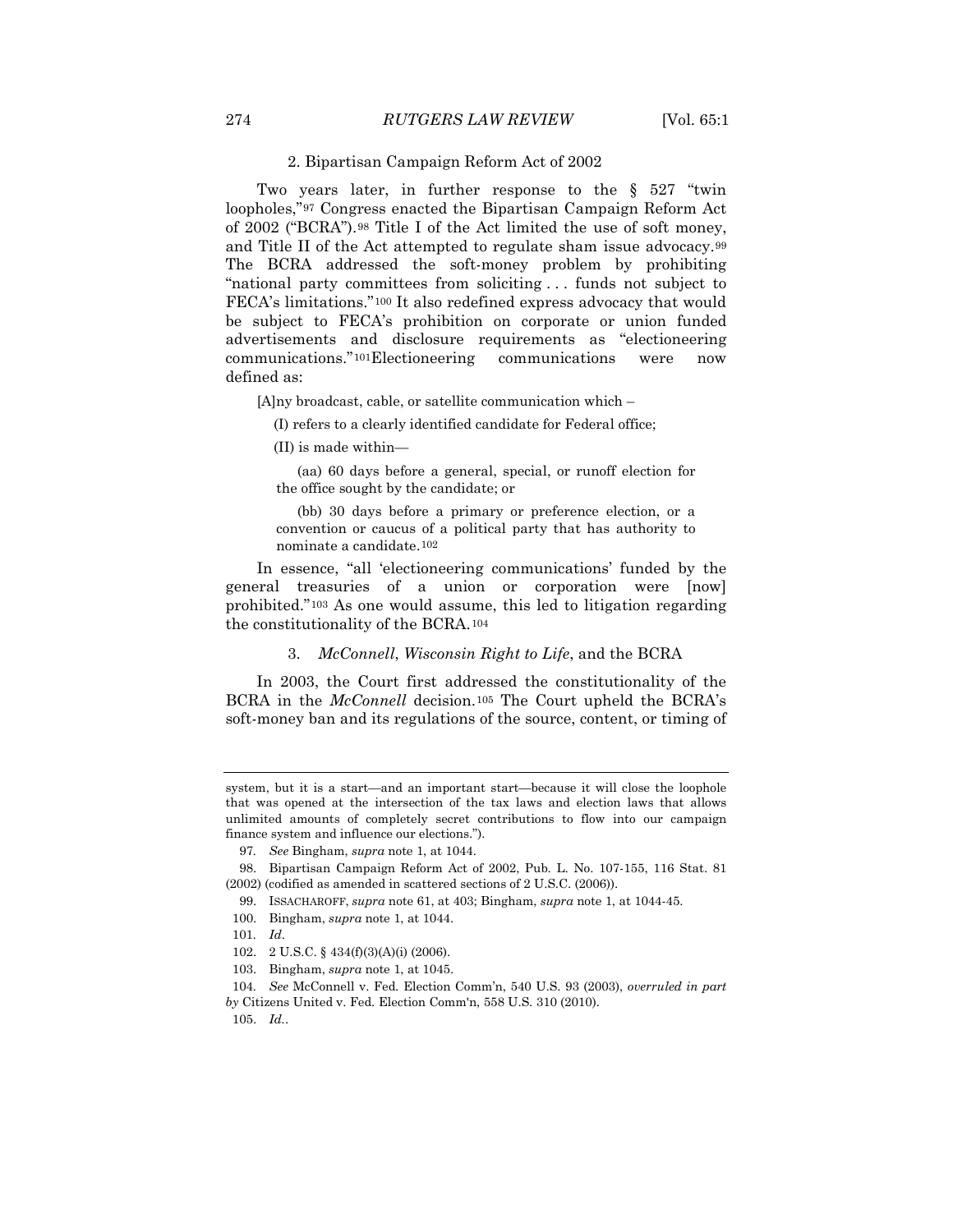### 2. Bipartisan Campaign Reform Act of 2002

Two years later, in further response to the § 527 "twin loopholes,"[97] Congress enacted the Bipartisan Campaign Reform Act of 2002 ("BCRA").[98] Title I of the Act limited the use of soft money, and Title II of the Act attempted to regulate sham issue advocacy.[99] The BCRA addressed the soft-money problem by prohibiting "national party committees from soliciting . . . funds not subject to FECA's limitations."[100] It also redefined express advocacy that would be subject to FECA's prohibition on corporate or union funded advertisements and disclosure requirements as "electioneering communications."[101] Electioneering communications were now defined as:

> [A]ny broadcast, cable, or satellite communication which –
>
> (I) refers to a clearly identified candidate for Federal office;
>
> (II) is made within—
>
> (aa) 60 days before a general, special, or runoff election for the office sought by the candidate; or
>
> (bb) 30 days before a primary or preference election, or a convention or caucus of a political party that has authority to nominate a candidate.[102]

In essence, "all 'electioneering communications' funded by the general treasuries of a union or corporation were [now] prohibited."[103] As one would assume, this led to litigation regarding the constitutionality of the BCRA.[104]

### 3. *McConnell*, *Wisconsin Right to Life*, and the BCRA

In 2003, the Court first addressed the constitutionality of the BCRA in the *McConnell* decision.[105] The Court upheld the BCRA's soft-money ban and its regulations of the source, content, or timing of

---

system, but it is a start—and an important start—because it will close the loophole that was opened at the intersection of the tax laws and election laws that allows unlimited amounts of completely secret contributions to flow into our campaign finance system and influence our elections.").

97. *See* Bingham, *supra* note 1, at 1044.

98. Bipartisan Campaign Reform Act of 2002, Pub. L. No. 107-155, 116 Stat. 81 (2002) (codified as amended in scattered sections of 2 U.S.C. (2006)).

99. ISSACHAROFF, *supra* note 61, at 403; Bingham, *supra* note 1, at 1044-45.

100. Bingham, *supra* note 1, at 1044.

101. *Id*.

102. 2 U.S.C. § 434(f)(3)(A)(i) (2006).

103. Bingham, *supra* note 1, at 1045.

104. *See* McConnell v. Fed. Election Comm'n, 540 U.S. 93 (2003), *overruled in part by* Citizens United v. Fed. Election Comm'n, 558 U.S. 310 (2010).

105. *Id.*.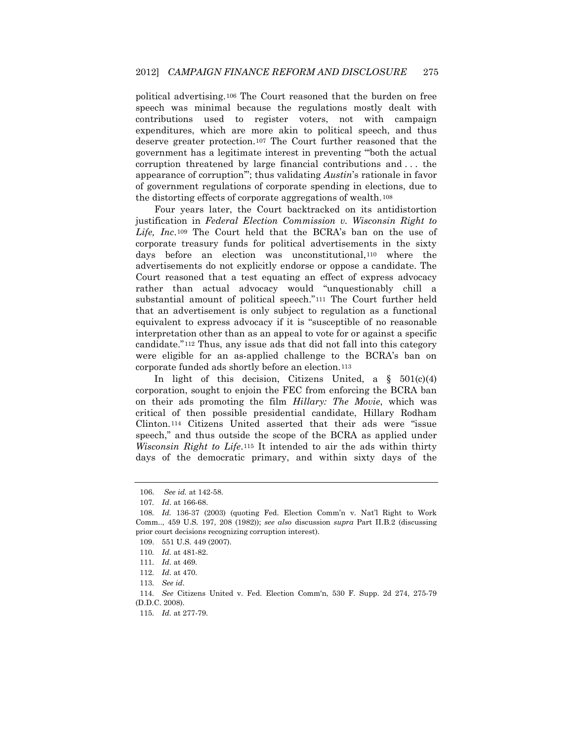political advertising.[106] The Court reasoned that the burden on free speech was minimal because the regulations mostly dealt with contributions used to register voters, not with campaign expenditures, which are more akin to political speech, and thus deserve greater protection.[107] The Court further reasoned that the government has a legitimate interest in preventing "'both the actual corruption threatened by large financial contributions and . . . the appearance of corruption'"; thus validating *Austin*'s rationale in favor of government regulations of corporate spending in elections, due to the distorting effects of corporate aggregations of wealth.[108]

Four years later, the Court backtracked on its antidistortion justification in *Federal Election Commission v. Wisconsin Right to Life, Inc.*[109] The Court held that the BCRA's ban on the use of corporate treasury funds for political advertisements in the sixty days before an election was unconstitutional,[110] where the advertisements do not explicitly endorse or oppose a candidate. The Court reasoned that a test equating an effect of express advocacy rather than actual advocacy would "unquestionably chill a substantial amount of political speech."[111] The Court further held that an advertisement is only subject to regulation as a functional equivalent to express advocacy if it is "susceptible of no reasonable interpretation other than as an appeal to vote for or against a specific candidate."[112] Thus, any issue ads that did not fall into this category were eligible for an as-applied challenge to the BCRA's ban on corporate funded ads shortly before an election.[113]

In light of this decision, Citizens United, a § 501(c)(4) corporation, sought to enjoin the FEC from enforcing the BCRA ban on their ads promoting the film *Hillary: The Movie*, which was critical of then possible presidential candidate, Hillary Rodham Clinton.[114] Citizens United asserted that their ads were "issue speech," and thus outside the scope of the BCRA as applied under *Wisconsin Right to Life*.[115] It intended to air the ads within thirty days of the democratic primary, and within sixty days of the

---

106. *See id.* at 142-58.

107. *Id*. at 166-68.

108. *Id.* 136-37 (2003) (quoting Fed. Election Comm'n v. Nat'l Right to Work Comm.., 459 U.S. 197, 208 (1982)); *see also* discussion *supra* Part II.B.2 (discussing prior court decisions recognizing corruption interest).

109. 551 U.S. 449 (2007).

110. *Id*. at 481-82.

111. *Id*. at 469.

112. *Id*. at 470.

113. *See id*.

114. *See* Citizens United v. Fed. Election Comm'n, 530 F. Supp. 2d 274, 275-79 (D.D.C. 2008).

115. *Id.* at 277-79.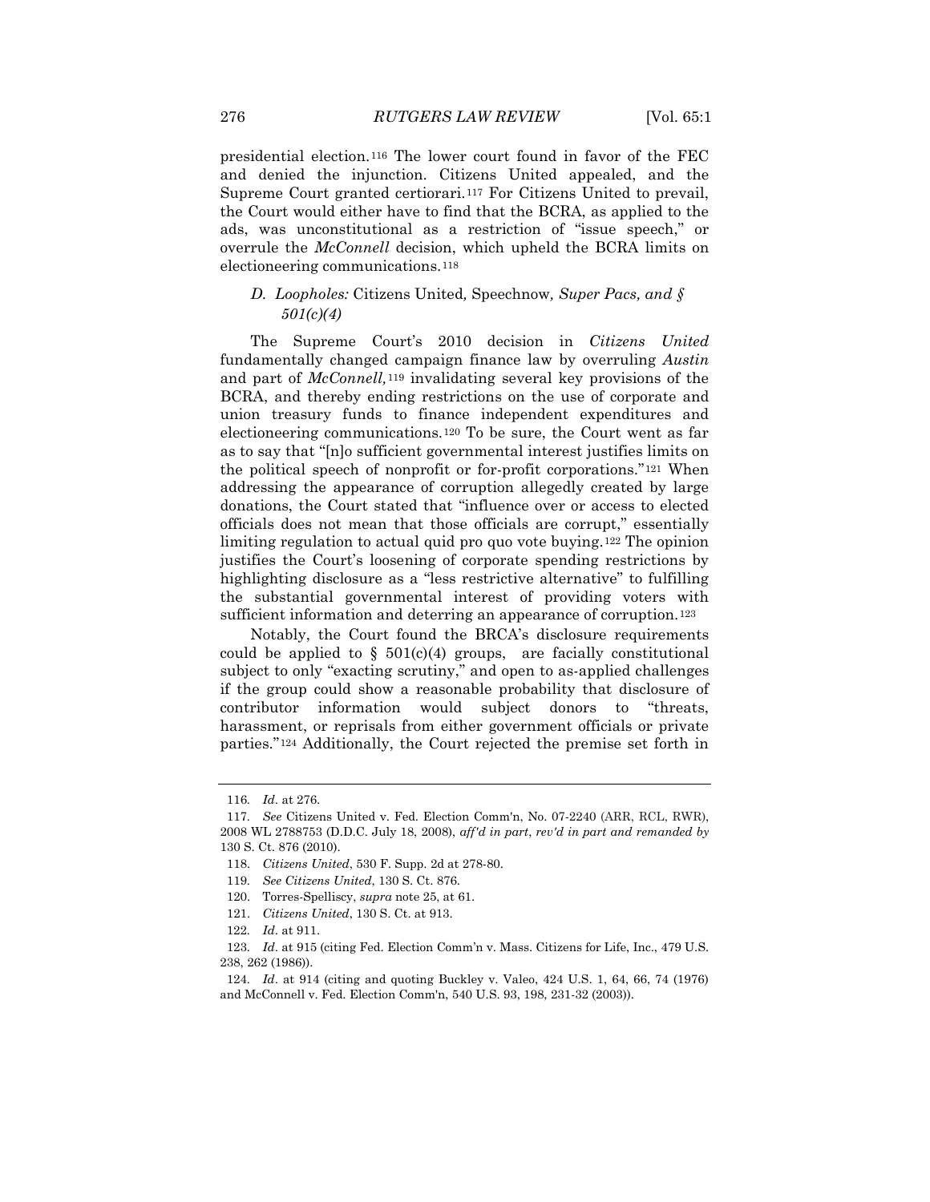presidential election.[116] The lower court found in favor of the FEC and denied the injunction. Citizens United appealed, and the Supreme Court granted certiorari.[117] For Citizens United to prevail, the Court would either have to find that the BCRA, as applied to the ads, was unconstitutional as a restriction of "issue speech," or overrule the *McConnell* decision, which upheld the BCRA limits on electioneering communications.[118]

### *D. Loopholes:* Citizens United*,* Speechnow*, Super Pacs, and § 501(c)(4)*

The Supreme Court's 2010 decision in *Citizens United* fundamentally changed campaign finance law by overruling *Austin* and part of *McConnell,*[119] invalidating several key provisions of the BCRA, and thereby ending restrictions on the use of corporate and union treasury funds to finance independent expenditures and electioneering communications.[120] To be sure, the Court went as far as to say that "[n]o sufficient governmental interest justifies limits on the political speech of nonprofit or for-profit corporations."[121] When addressing the appearance of corruption allegedly created by large donations, the Court stated that "influence over or access to elected officials does not mean that those officials are corrupt," essentially limiting regulation to actual quid pro quo vote buying.[122] The opinion justifies the Court's loosening of corporate spending restrictions by highlighting disclosure as a "less restrictive alternative" to fulfilling the substantial governmental interest of providing voters with sufficient information and deterring an appearance of corruption.[123]

Notably, the Court found the BRCA's disclosure requirements could be applied to § 501(c)(4) groups, are facially constitutional subject to only "exacting scrutiny," and open to as-applied challenges if the group could show a reasonable probability that disclosure of contributor information would subject donors to "threats, harassment, or reprisals from either government officials or private parties."[124] Additionally, the Court rejected the premise set forth in

---

116. *Id*. at 276.

117. *See* Citizens United v. Fed. Election Comm'n, No. 07-2240 (ARR, RCL, RWR), 2008 WL 2788753 (D.D.C. July 18, 2008), *aff'd in part*, *rev'd in part and remanded by* 130 S. Ct. 876 (2010).

118. *Citizens United*, 530 F. Supp. 2d at 278-80.

119. *See Citizens United*, 130 S. Ct. 876.

120. Torres-Spelliscy, *supra* note 25, at 61.

121. *Citizens United*, 130 S. Ct. at 913.

122. *Id*. at 911.

123. *Id*. at 915 (citing Fed. Election Comm'n v. Mass. Citizens for Life, Inc., 479 U.S. 238, 262 (1986)).

124. *Id*. at 914 (citing and quoting Buckley v. Valeo, 424 U.S. 1, 64, 66, 74 (1976) and McConnell v. Fed. Election Comm'n, 540 U.S. 93, 198, 231-32 (2003)).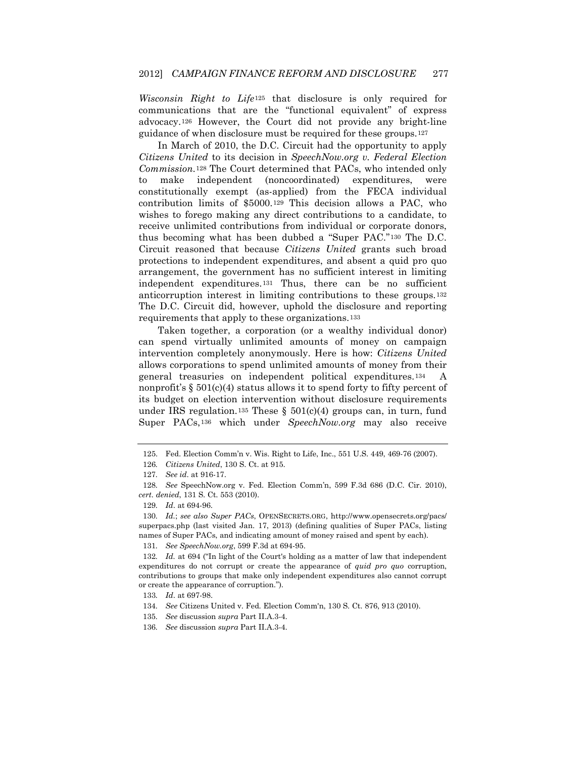*Wisconsin Right to Life*[125] that disclosure is only required for communications that are the "functional equivalent" of express advocacy.[126] However, the Court did not provide any bright-line guidance of when disclosure must be required for these groups.[127]

In March of 2010, the D.C. Circuit had the opportunity to apply *Citizens United* to its decision in *SpeechNow.org v. Federal Election Commission.*[128] The Court determined that PACs, who intended only to make independent (noncoordinated) expenditures, were constitutionally exempt (as-applied) from the FECA individual contribution limits of $5000.[129] This decision allows a PAC, who wishes to forego making any direct contributions to a candidate, to receive unlimited contributions from individual or corporate donors, thus becoming what has been dubbed a "Super PAC."[130] The D.C. Circuit reasoned that because *Citizens United* grants such broad protections to independent expenditures, and absent a quid pro quo arrangement, the government has no sufficient interest in limiting independent expenditures.[131] Thus, there can be no sufficient anticorruption interest in limiting contributions to these groups.[132] The D.C. Circuit did, however, uphold the disclosure and reporting requirements that apply to these organizations.[133]

Taken together, a corporation (or a wealthy individual donor) can spend virtually unlimited amounts of money on campaign intervention completely anonymously. Here is how: *Citizens United* allows corporations to spend unlimited amounts of money from their general treasuries on independent political expenditures.[134] A nonprofit's § 501(c)(4) status allows it to spend forty to fifty percent of its budget on election intervention without disclosure requirements under IRS regulation.[135] These § 501(c)(4) groups can, in turn, fund Super PACs,[136] which under *SpeechNow.org* may also receive

---

125. Fed. Election Comm'n v. Wis. Right to Life, Inc., 551 U.S. 449, 469-76 (2007).

126. *Citizens United*, 130 S. Ct. at 915.

127. *See id*. at 916-17.

128. *See* SpeechNow.org v. Fed. Election Comm'n, 599 F.3d 686 (D.C. Cir. 2010), *cert. denied*, 131 S. Ct. 553 (2010).

129. *Id*. at 694-96.

130. *Id.*; *see also Super PACs*, OPENSECRETS.ORG, http://www.opensecrets.org/pacs/superpacs.php (last visited Jan. 17, 2013) (defining qualities of Super PACs, listing names of Super PACs, and indicating amount of money raised and spent by each).

131. *See SpeechNow.org*, 599 F.3d at 694-95.

132. *Id.* at 694 ("In light of the Court's holding as a matter of law that independent expenditures do not corrupt or create the appearance of *quid pro quo* corruption, contributions to groups that make only independent expenditures also cannot corrupt or create the appearance of corruption.").

133. *Id*. at 697-98.

134. *See* Citizens United v. Fed. Election Comm'n, 130 S. Ct. 876, 913 (2010).

135. *See* discussion *supra* Part II.A.3-4.

136. *See* discussion *supra* Part II.A.3-4.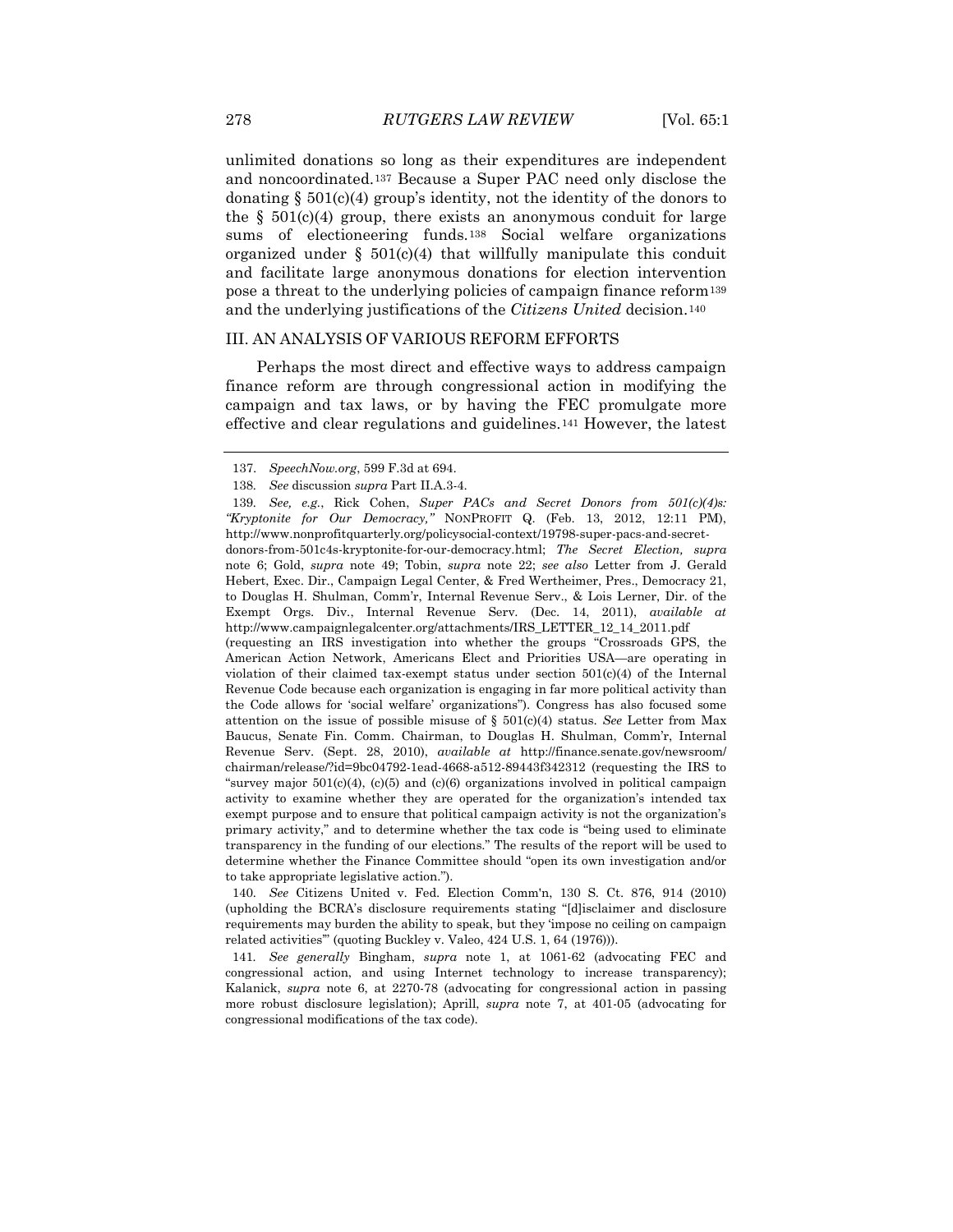unlimited donations so long as their expenditures are independent and noncoordinated.[137] Because a Super PAC need only disclose the donating § 501(c)(4) group's identity, not the identity of the donors to the § 501(c)(4) group, there exists an anonymous conduit for large sums of electioneering funds.[138] Social welfare organizations organized under § 501(c)(4) that willfully manipulate this conduit and facilitate large anonymous donations for election intervention pose a threat to the underlying policies of campaign finance reform[139] and the underlying justifications of the *Citizens United* decision.[140]

## III. AN ANALYSIS OF VARIOUS REFORM EFFORTS

Perhaps the most direct and effective ways to address campaign finance reform are through congressional action in modifying the campaign and tax laws, or by having the FEC promulgate more effective and clear regulations and guidelines.[141] However, the latest

---

137. *SpeechNow.org*, 599 F.3d at 694.

138. *See* discussion *supra* Part II.A.3-4.

139. *See, e.g.*, Rick Cohen, *Super PACs and Secret Donors from 501(c)(4)s: "Kryptonite for Our Democracy,"* NONPROFIT Q. (Feb. 13, 2012, 12:11 PM), http://www.nonprofitquarterly.org/policysocial-context/19798-super-pacs-and-secret-donors-from-501c4s-kryptonite-for-our-democracy.html; *The Secret Election, supra* note 6; Gold, *supra* note 49; Tobin, *supra* note 22; *see also* Letter from J. Gerald Hebert, Exec. Dir., Campaign Legal Center, & Fred Wertheimer, Pres., Democracy 21, to Douglas H. Shulman, Comm'r, Internal Revenue Serv., & Lois Lerner, Dir. of the Exempt Orgs. Div., Internal Revenue Serv. (Dec. 14, 2011), *available at* http://www.campaignlegalcenter.org/attachments/IRS_LETTER_12_14_2011.pdf (requesting an IRS investigation into whether the groups "Crossroads GPS, the American Action Network, Americans Elect and Priorities USA—are operating in violation of their claimed tax-exempt status under section 501(c)(4) of the Internal Revenue Code because each organization is engaging in far more political activity than the Code allows for 'social welfare' organizations"). Congress has also focused some attention on the issue of possible misuse of § 501(c)(4) status. *See* Letter from Max Baucus, Senate Fin. Comm. Chairman, to Douglas H. Shulman, Comm'r, Internal Revenue Serv. (Sept. 28, 2010), *available at* http://finance.senate.gov/newsroom/chairman/release/?id=9bc04792-1ead-4668-a512-89443f342312 (requesting the IRS to "survey major 501(c)(4), (c)(5) and (c)(6) organizations involved in political campaign activity to examine whether they are operated for the organization's intended tax exempt purpose and to ensure that political campaign activity is not the organization's primary activity," and to determine whether the tax code is "being used to eliminate transparency in the funding of our elections." The results of the report will be used to determine whether the Finance Committee should "open its own investigation and/or to take appropriate legislative action.").

140. *See* Citizens United v. Fed. Election Comm'n, 130 S. Ct. 876, 914 (2010) (upholding the BCRA's disclosure requirements stating "[d]isclaimer and disclosure requirements may burden the ability to speak, but they 'impose no ceiling on campaign related activities'" (quoting Buckley v. Valeo, 424 U.S. 1, 64 (1976))).

141. *See generally* Bingham, *supra* note 1, at 1061-62 (advocating FEC and congressional action, and using Internet technology to increase transparency); Kalanick, *supra* note 6, at 2270-78 (advocating for congressional action in passing more robust disclosure legislation); Aprill, *supra* note 7, at 401-05 (advocating for congressional modifications of the tax code).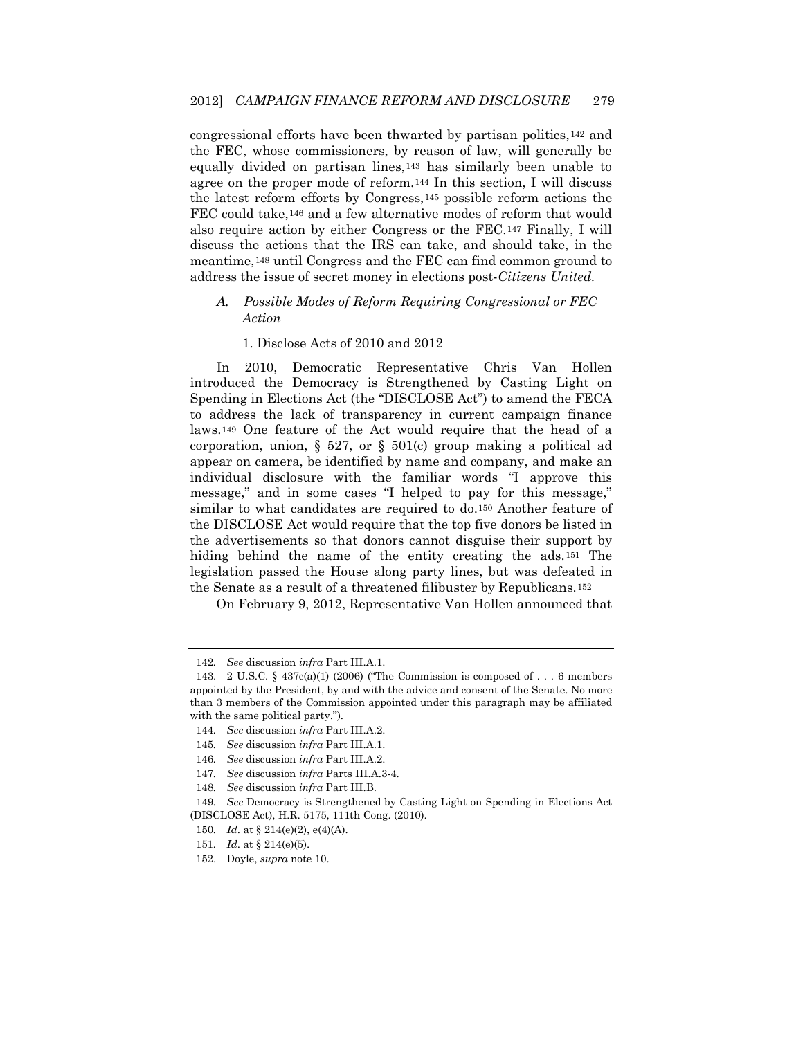congressional efforts have been thwarted by partisan politics,[142] and the FEC, whose commissioners, by reason of law, will generally be equally divided on partisan lines,[143] has similarly been unable to agree on the proper mode of reform.[144] In this section, I will discuss the latest reform efforts by Congress,[145] possible reform actions the FEC could take,[146] and a few alternative modes of reform that would also require action by either Congress or the FEC.[147] Finally, I will discuss the actions that the IRS can take, and should take, in the meantime,[148] until Congress and the FEC can find common ground to address the issue of secret money in elections post-*Citizens United.*

### *A. Possible Modes of Reform Requiring Congressional or FEC Action*

#### 1. Disclose Acts of 2010 and 2012

In 2010, Democratic Representative Chris Van Hollen introduced the Democracy is Strengthened by Casting Light on Spending in Elections Act (the "DISCLOSE Act") to amend the FECA to address the lack of transparency in current campaign finance laws.[149] One feature of the Act would require that the head of a corporation, union, § 527, or § 501(c) group making a political ad appear on camera, be identified by name and company, and make an individual disclosure with the familiar words "I approve this message," and in some cases "I helped to pay for this message," similar to what candidates are required to do.[150] Another feature of the DISCLOSE Act would require that the top five donors be listed in the advertisements so that donors cannot disguise their support by hiding behind the name of the entity creating the ads.[151] The legislation passed the House along party lines, but was defeated in the Senate as a result of a threatened filibuster by Republicans.[152]

On February 9, 2012, Representative Van Hollen announced that

---

142. *See* discussion *infra* Part III.A.1.

143. 2 U.S.C. § 437c(a)(1) (2006) ("The Commission is composed of . . . 6 members appointed by the President, by and with the advice and consent of the Senate. No more than 3 members of the Commission appointed under this paragraph may be affiliated with the same political party.").

144. *See* discussion *infra* Part III.A.2.

145. *See* discussion *infra* Part III.A.1.

146. *See* discussion *infra* Part III.A.2.

147. *See* discussion *infra* Parts III.A.3-4.

148. *See* discussion *infra* Part III.B.

149. *See* Democracy is Strengthened by Casting Light on Spending in Elections Act (DISCLOSE Act), H.R. 5175, 111th Cong. (2010).

150. *Id*. at § 214(e)(2), e(4)(A).

151. *Id*. at § 214(e)(5).

152. Doyle, *supra* note 10.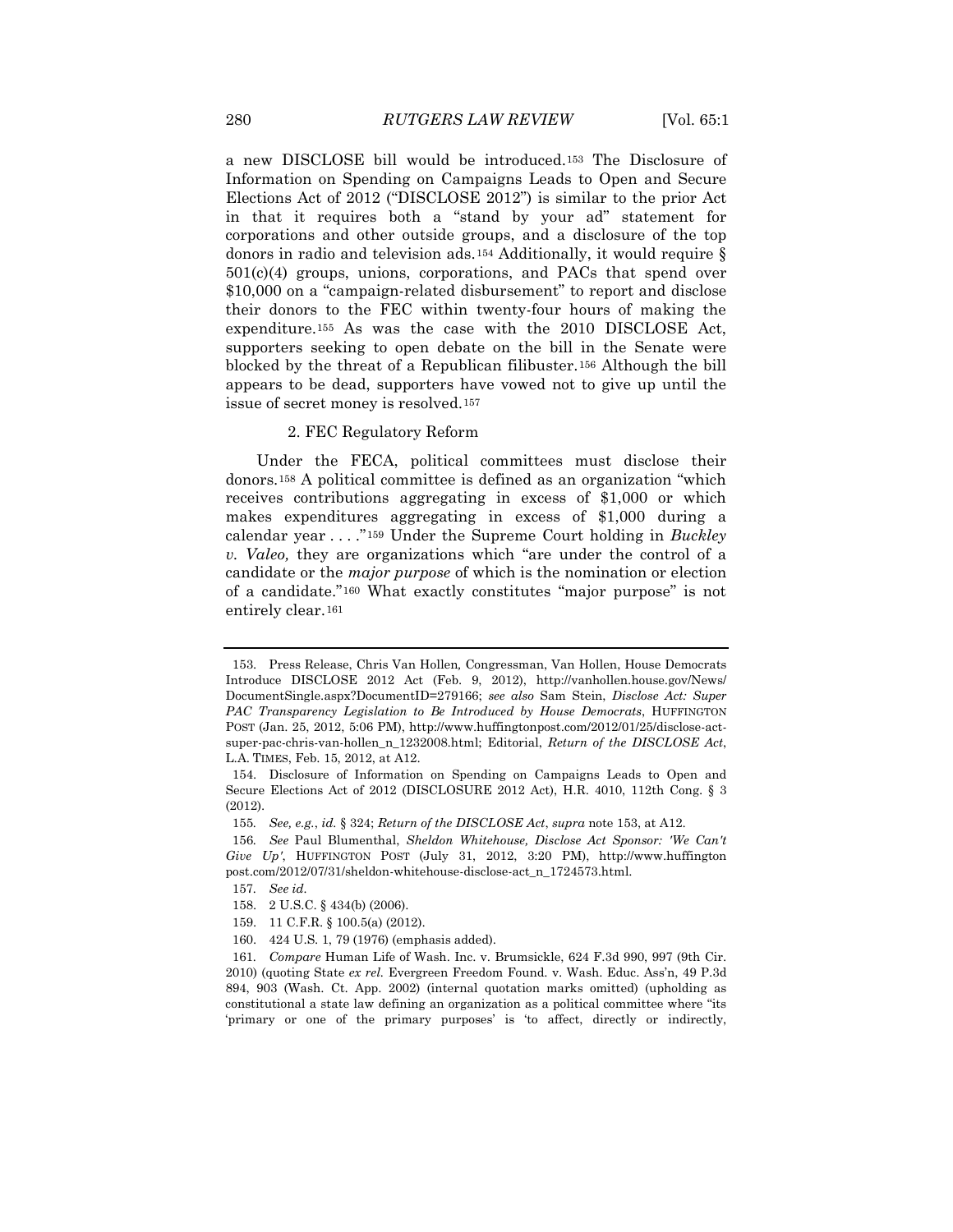a new DISCLOSE bill would be introduced.[153] The Disclosure of Information on Spending on Campaigns Leads to Open and Secure Elections Act of 2012 ("DISCLOSE 2012") is similar to the prior Act in that it requires both a "stand by your ad" statement for corporations and other outside groups, and a disclosure of the top donors in radio and television ads.[154] Additionally, it would require § 501(c)(4) groups, unions, corporations, and PACs that spend over $10,000 on a "campaign-related disbursement" to report and disclose their donors to the FEC within twenty-four hours of making the expenditure.[155] As was the case with the 2010 DISCLOSE Act, supporters seeking to open debate on the bill in the Senate were blocked by the threat of a Republican filibuster.[156] Although the bill appears to be dead, supporters have vowed not to give up until the issue of secret money is resolved.[157]

### 2. FEC Regulatory Reform

Under the FECA, political committees must disclose their donors.[158] A political committee is defined as an organization "which receives contributions aggregating in excess of $1,000 or which makes expenditures aggregating in excess of $1,000 during a calendar year . . . ."[159] Under the Supreme Court holding in *Buckley v. Valeo,* they are organizations which "are under the control of a candidate or the *major purpose* of which is the nomination or election of a candidate."[160] What exactly constitutes "major purpose" is not entirely clear.[161]

---

153. Press Release, Chris Van Hollen, Congressman, Van Hollen, House Democrats Introduce DISCLOSE 2012 Act (Feb. 9, 2012), http://vanhollen.house.gov/News/DocumentSingle.aspx?DocumentID=279166; *see also* Sam Stein, *Disclose Act: Super PAC Transparency Legislation to Be Introduced by House Democrats*, HUFFINGTON POST (Jan. 25, 2012, 5:06 PM), http://www.huffingtonpost.com/2012/01/25/disclose-act-super-pac-chris-van-hollen_n_1232008.html; Editorial, *Return of the DISCLOSE Act*, L.A. TIMES, Feb. 15, 2012, at A12.

154. Disclosure of Information on Spending on Campaigns Leads to Open and Secure Elections Act of 2012 (DISCLOSURE 2012 Act), H.R. 4010, 112th Cong. § 3 (2012).

155. *See, e.g.*, *id.* § 324; *Return of the DISCLOSE Act*, *supra* note 153, at A12.

156. *See* Paul Blumenthal, *Sheldon Whitehouse, Disclose Act Sponsor: 'We Can't Give Up'*, HUFFINGTON POST (July 31, 2012, 3:20 PM), http://www.huffingtonpost.com/2012/07/31/sheldon-whitehouse-disclose-act_n_1724573.html.

157. *See id.*

158. 2 U.S.C. § 434(b) (2006).

159. 11 C.F.R. § 100.5(a) (2012).

160. 424 U.S. 1, 79 (1976) (emphasis added).

161. *Compare* Human Life of Wash. Inc. v. Brumsickle, 624 F.3d 990, 997 (9th Cir. 2010) (quoting State *ex rel.* Evergreen Freedom Found. v. Wash. Educ. Ass'n, 49 P.3d 894, 903 (Wash. Ct. App. 2002) (internal quotation marks omitted) (upholding as constitutional a state law defining an organization as a political committee where "its 'primary or one of the primary purposes' is 'to affect, directly or indirectly,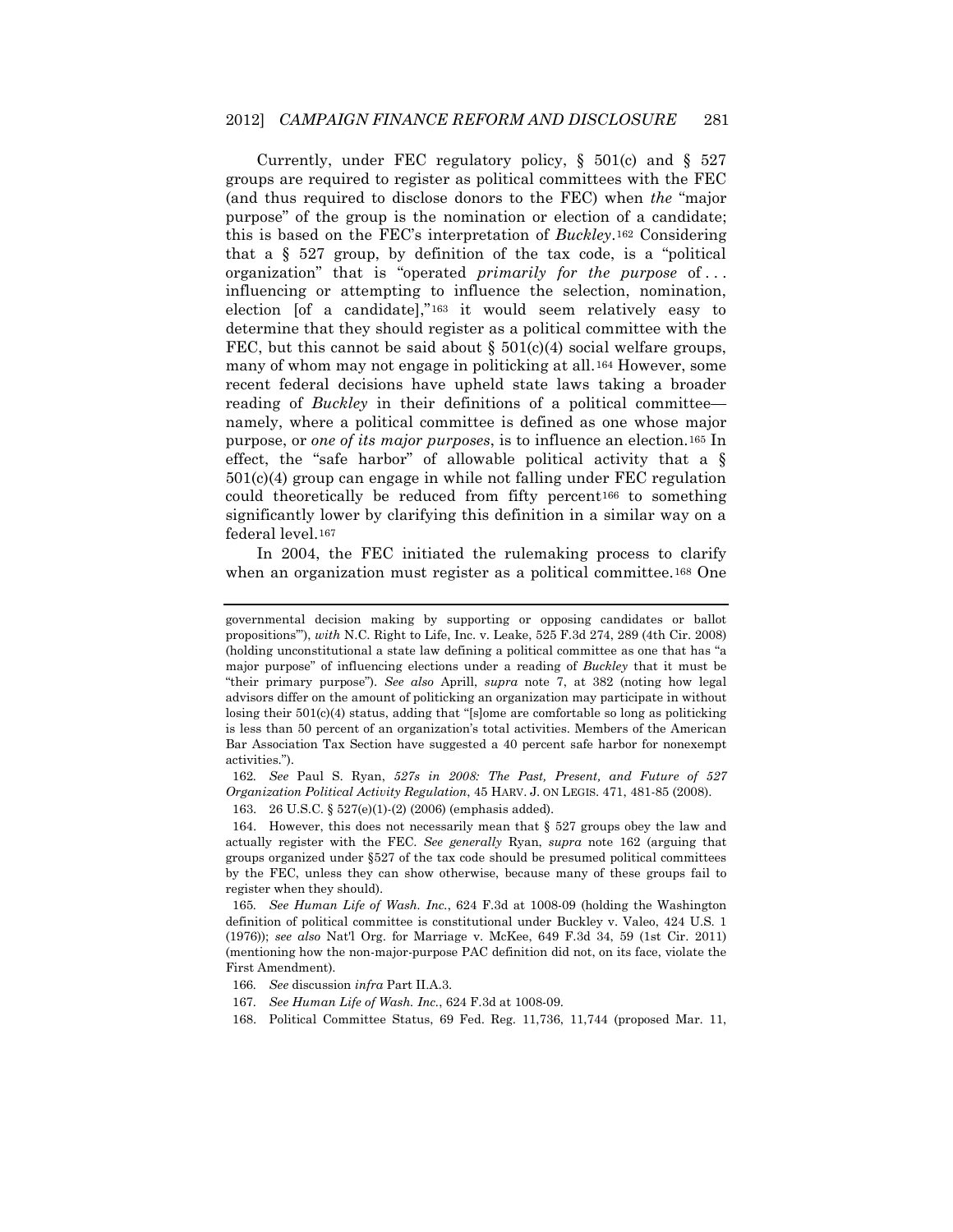Currently, under FEC regulatory policy, § 501(c) and § 527 groups are required to register as political committees with the FEC (and thus required to disclose donors to the FEC) when *the* "major purpose" of the group is the nomination or election of a candidate; this is based on the FEC's interpretation of *Buckley*.[162] Considering that a § 527 group, by definition of the tax code, is a "political organization" that is "operated *primarily for the purpose* of . . . influencing or attempting to influence the selection, nomination, election [of a candidate],"[163] it would seem relatively easy to determine that they should register as a political committee with the FEC, but this cannot be said about § 501(c)(4) social welfare groups, many of whom may not engage in politicking at all.[164] However, some recent federal decisions have upheld state laws taking a broader reading of *Buckley* in their definitions of a political committee—namely, where a political committee is defined as one whose major purpose, or *one of its major purposes*, is to influence an election.[165] In effect, the "safe harbor" of allowable political activity that a § 501(c)(4) group can engage in while not falling under FEC regulation could theoretically be reduced from fifty percent[166] to something significantly lower by clarifying this definition in a similar way on a federal level.[167]

In 2004, the FEC initiated the rulemaking process to clarify when an organization must register as a political committee.[168] One

---

governmental decision making by supporting or opposing candidates or ballot propositions'"), *with* N.C. Right to Life, Inc. v. Leake, 525 F.3d 274, 289 (4th Cir. 2008) (holding unconstitutional a state law defining a political committee as one that has "a major purpose" of influencing elections under a reading of *Buckley* that it must be "their primary purpose"). *See also* Aprill, *supra* note 7, at 382 (noting how legal advisors differ on the amount of politicking an organization may participate in without losing their 501(c)(4) status, adding that "[s]ome are comfortable so long as politicking is less than 50 percent of an organization's total activities. Members of the American Bar Association Tax Section have suggested a 40 percent safe harbor for nonexempt activities.").

162. *See* Paul S. Ryan, *527s in 2008: The Past, Present, and Future of 527 Organization Political Activity Regulation*, 45 HARV. J. ON LEGIS. 471, 481-85 (2008).

163. 26 U.S.C. § 527(e)(1)-(2) (2006) (emphasis added).

164. However, this does not necessarily mean that § 527 groups obey the law and actually register with the FEC. *See generally* Ryan, *supra* note 162 (arguing that groups organized under §527 of the tax code should be presumed political committees by the FEC, unless they can show otherwise, because many of these groups fail to register when they should).

165. *See Human Life of Wash. Inc.*, 624 F.3d at 1008-09 (holding the Washington definition of political committee is constitutional under Buckley v. Valeo, 424 U.S. 1 (1976)); *see also* Nat'l Org. for Marriage v. McKee, 649 F.3d 34, 59 (1st Cir. 2011) (mentioning how the non-major-purpose PAC definition did not, on its face, violate the First Amendment).

166. *See* discussion *infra* Part II.A.3.

167. *See Human Life of Wash. Inc.*, 624 F.3d at 1008-09.

168. Political Committee Status, 69 Fed. Reg. 11,736, 11,744 (proposed Mar. 11,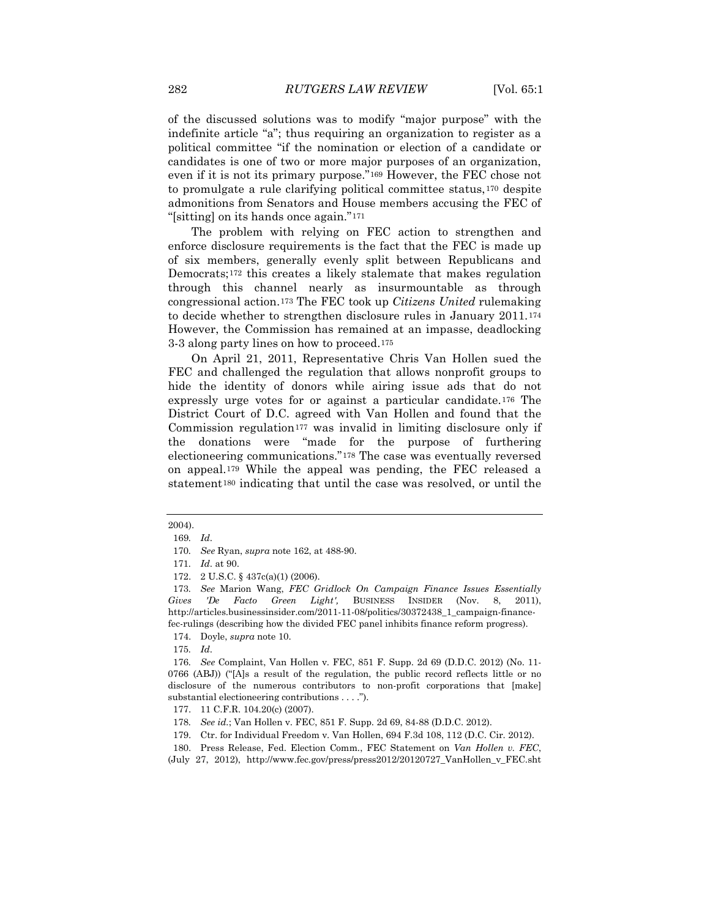of the discussed solutions was to modify "major purpose" with the indefinite article "a"; thus requiring an organization to register as a political committee "if the nomination or election of a candidate or candidates is one of two or more major purposes of an organization, even if it is not its primary purpose."[169] However, the FEC chose not to promulgate a rule clarifying political committee status,[170] despite admonitions from Senators and House members accusing the FEC of "[sitting] on its hands once again."[171]

The problem with relying on FEC action to strengthen and enforce disclosure requirements is the fact that the FEC is made up of six members, generally evenly split between Republicans and Democrats;[172] this creates a likely stalemate that makes regulation through this channel nearly as insurmountable as through congressional action.[173] The FEC took up *Citizens United* rulemaking to decide whether to strengthen disclosure rules in January 2011.[174] However, the Commission has remained at an impasse, deadlocking 3-3 along party lines on how to proceed.[175]

On April 21, 2011, Representative Chris Van Hollen sued the FEC and challenged the regulation that allows nonprofit groups to hide the identity of donors while airing issue ads that do not expressly urge votes for or against a particular candidate.[176] The District Court of D.C. agreed with Van Hollen and found that the Commission regulation[177] was invalid in limiting disclosure only if the donations were "made for the purpose of furthering electioneering communications."[178] The case was eventually reversed on appeal.[179] While the appeal was pending, the FEC released a statement[180] indicating that until the case was resolved, or until the

---

2004).

169. *Id.*

170. *See* Ryan, *supra* note 162, at 488-90.

171. *Id.* at 90.

172. 2 U.S.C. § 437c(a)(1) (2006).

173. *See* Marion Wang, *FEC Gridlock On Campaign Finance Issues Essentially Gives 'De Facto Green Light',* BUSINESS INSIDER (Nov. 8, 2011), http://articles.businessinsider.com/2011-11-08/politics/30372438_1_campaign-finance-fec-rulings (describing how the divided FEC panel inhibits finance reform progress).

174. Doyle, *supra* note 10.

175. *Id.*

176. *See* Complaint, Van Hollen v. FEC, 851 F. Supp. 2d 69 (D.D.C. 2012) (No. 11-0766 (ABJ)) ("[A]s a result of the regulation, the public record reflects little or no disclosure of the numerous contributors to non-profit corporations that [make] substantial electioneering contributions . . . .").

177. 11 C.F.R. 104.20(c) (2007).

178. *See id.*; Van Hollen v. FEC, 851 F. Supp. 2d 69, 84-88 (D.D.C. 2012).

179. Ctr. for Individual Freedom v. Van Hollen, 694 F.3d 108, 112 (D.C. Cir. 2012).

180. Press Release, Fed. Election Comm., FEC Statement on *Van Hollen v. FEC*, (July 27, 2012), http://www.fec.gov/press/press2012/20120727_VanHollen_v_FEC.sht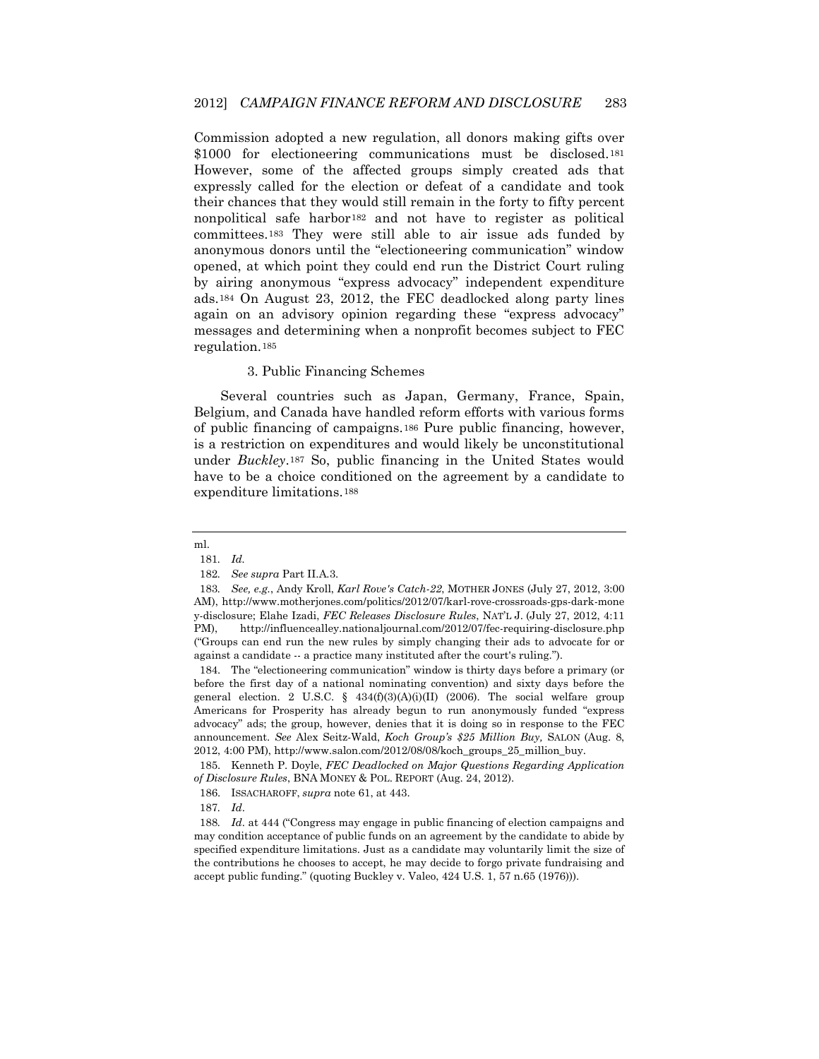Commission adopted a new regulation, all donors making gifts over $1000 for electioneering communications must be disclosed.[181] However, some of the affected groups simply created ads that expressly called for the election or defeat of a candidate and took their chances that they would still remain in the forty to fifty percent nonpolitical safe harbor[182] and not have to register as political committees.[183] They were still able to air issue ads funded by anonymous donors until the "electioneering communication" window opened, at which point they could end run the District Court ruling by airing anonymous "express advocacy" independent expenditure ads.[184] On August 23, 2012, the FEC deadlocked along party lines again on an advisory opinion regarding these "express advocacy" messages and determining when a nonprofit becomes subject to FEC regulation.[185]

#### 3. Public Financing Schemes

Several countries such as Japan, Germany, France, Spain, Belgium, and Canada have handled reform efforts with various forms of public financing of campaigns.[186] Pure public financing, however, is a restriction on expenditures and would likely be unconstitutional under *Buckley*.[187] So, public financing in the United States would have to be a choice conditioned on the agreement by a candidate to expenditure limitations.[188]

---

ml.

181. *Id.*

182. *See supra* Part II.A.3.

183. *See, e.g.*, Andy Kroll, *Karl Rove's Catch-22*, MOTHER JONES (July 27, 2012, 3:00 AM), http://www.motherjones.com/politics/2012/07/karl-rove-crossroads-gps-dark-money-disclosure; Elahe Izadi, *FEC Releases Disclosure Rules*, NAT'L J. (July 27, 2012, 4:11 PM), http://influencealley.nationaljournal.com/2012/07/fec-requiring-disclosure.php ("Groups can end run the new rules by simply changing their ads to advocate for or against a candidate -- a practice many instituted after the court's ruling.").

184. The "electioneering communication" window is thirty days before a primary (or before the first day of a national nominating convention) and sixty days before the general election. 2 U.S.C. § 434(f)(3)(A)(i)(II) (2006). The social welfare group Americans for Prosperity has already begun to run anonymously funded "express advocacy" ads; the group, however, denies that it is doing so in response to the FEC announcement. *See* Alex Seitz-Wald, *Koch Group's $25 Million Buy,* SALON (Aug. 8, 2012, 4:00 PM), http://www.salon.com/2012/08/08/koch_groups_25_million_buy.

185. Kenneth P. Doyle, *FEC Deadlocked on Major Questions Regarding Application of Disclosure Rules*, BNA MONEY & POL. REPORT (Aug. 24, 2012).

186. ISSACHAROFF, *supra* note 61, at 443.

187. *Id.*

188. *Id.* at 444 ("Congress may engage in public financing of election campaigns and may condition acceptance of public funds on an agreement by the candidate to abide by specified expenditure limitations. Just as a candidate may voluntarily limit the size of the contributions he chooses to accept, he may decide to forgo private fundraising and accept public funding." (quoting Buckley v. Valeo, 424 U.S. 1, 57 n.65 (1976))).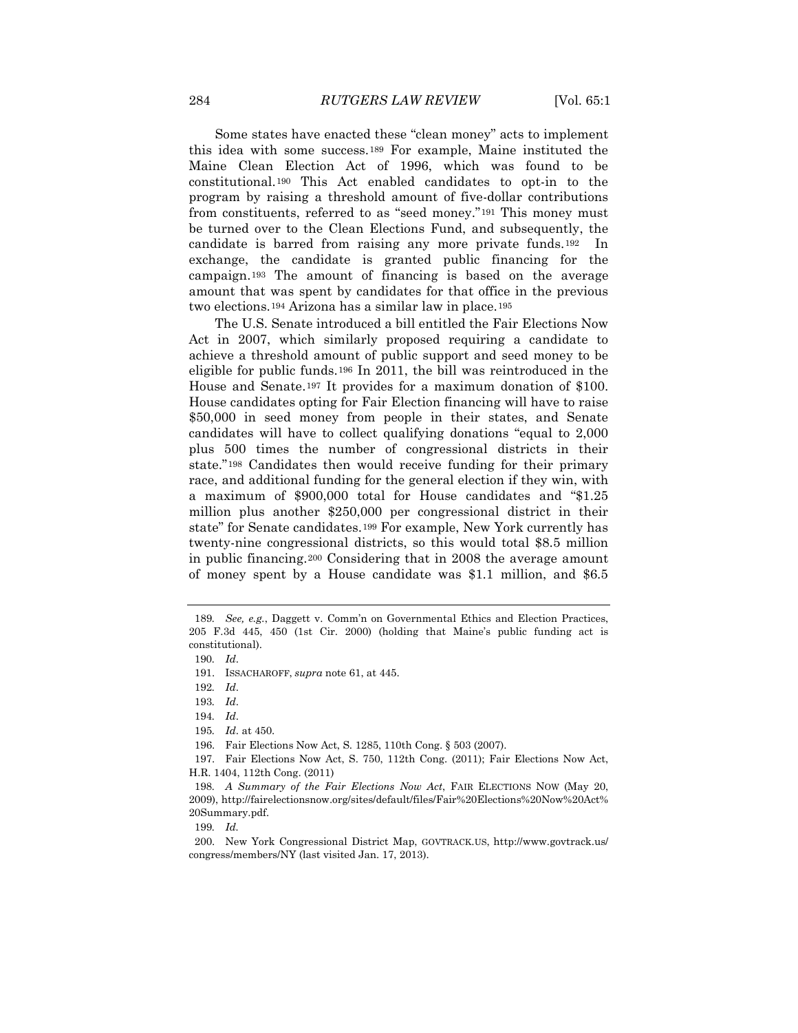Some states have enacted these "clean money" acts to implement this idea with some success.[189] For example, Maine instituted the Maine Clean Election Act of 1996, which was found to be constitutional.[190] This Act enabled candidates to opt-in to the program by raising a threshold amount of five-dollar contributions from constituents, referred to as "seed money."[191] This money must be turned over to the Clean Elections Fund, and subsequently, the candidate is barred from raising any more private funds.[192] In exchange, the candidate is granted public financing for the campaign.[193] The amount of financing is based on the average amount that was spent by candidates for that office in the previous two elections.[194] Arizona has a similar law in place.[195]

The U.S. Senate introduced a bill entitled the Fair Elections Now Act in 2007, which similarly proposed requiring a candidate to achieve a threshold amount of public support and seed money to be eligible for public funds.[196] In 2011, the bill was reintroduced in the House and Senate.[197] It provides for a maximum donation of $100. House candidates opting for Fair Election financing will have to raise $50,000 in seed money from people in their states, and Senate candidates will have to collect qualifying donations "equal to 2,000 plus 500 times the number of congressional districts in their state."[198] Candidates then would receive funding for their primary race, and additional funding for the general election if they win, with a maximum of $900,000 total for House candidates and "$1.25 million plus another $250,000 per congressional district in their state" for Senate candidates.[199] For example, New York currently has twenty-nine congressional districts, so this would total $8.5 million in public financing.[200] Considering that in 2008 the average amount of money spent by a House candidate was $1.1 million, and $6.5

---

189. *See, e.g.*, Daggett v. Comm'n on Governmental Ethics and Election Practices, 205 F.3d 445, 450 (1st Cir. 2000) (holding that Maine's public funding act is constitutional).

190. *Id*.

191. ISSACHAROFF, *supra* note 61, at 445.

192. *Id*.

193. *Id*.

194. *Id*.

195. *Id*. at 450.

196. Fair Elections Now Act, S. 1285, 110th Cong. § 503 (2007).

197. Fair Elections Now Act, S. 750, 112th Cong. (2011); Fair Elections Now Act, H.R. 1404, 112th Cong. (2011)

198. *A Summary of the Fair Elections Now Act*, FAIR ELECTIONS NOW (May 20, 2009), http://fairelectionsnow.org/sites/default/files/Fair%20Elections%20Now%20Act%20Summary.pdf.

199. *Id.*

200. New York Congressional District Map, GOVTRACK.US, http://www.govtrack.us/congress/members/NY (last visited Jan. 17, 2013).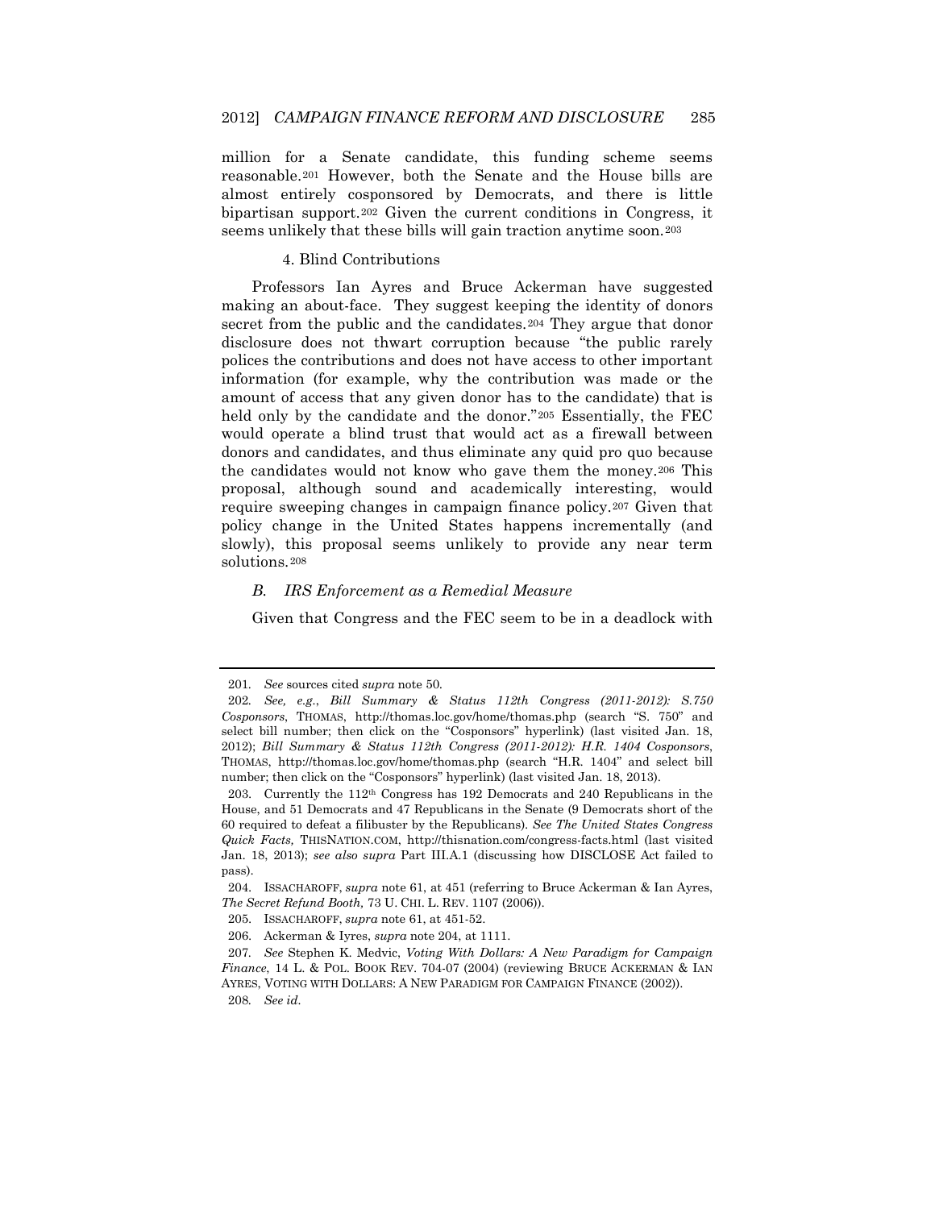million for a Senate candidate, this funding scheme seems reasonable.[201] However, both the Senate and the House bills are almost entirely cosponsored by Democrats, and there is little bipartisan support.[202] Given the current conditions in Congress, it seems unlikely that these bills will gain traction anytime soon.[203]

#### 4. Blind Contributions

Professors Ian Ayres and Bruce Ackerman have suggested making an about-face. They suggest keeping the identity of donors secret from the public and the candidates.[204] They argue that donor disclosure does not thwart corruption because "the public rarely polices the contributions and does not have access to other important information (for example, why the contribution was made or the amount of access that any given donor has to the candidate) that is held only by the candidate and the donor."[205] Essentially, the FEC would operate a blind trust that would act as a firewall between donors and candidates, and thus eliminate any quid pro quo because the candidates would not know who gave them the money.[206] This proposal, although sound and academically interesting, would require sweeping changes in campaign finance policy.[207] Given that policy change in the United States happens incrementally (and slowly), this proposal seems unlikely to provide any near term solutions.[208]

### *B. IRS Enforcement as a Remedial Measure*

Given that Congress and the FEC seem to be in a deadlock with

---

201. *See* sources cited *supra* note 50.

202. *See, e.g.*, *Bill Summary & Status 112th Congress (2011-2012): S.750 Cosponsors*, THOMAS, http://thomas.loc.gov/home/thomas.php (search "S. 750" and select bill number; then click on the "Cosponsors" hyperlink) (last visited Jan. 18, 2012); *Bill Summary & Status 112th Congress (2011-2012): H.R. 1404 Cosponsors*, THOMAS, http://thomas.loc.gov/home/thomas.php (search "H.R. 1404" and select bill number; then click on the "Cosponsors" hyperlink) (last visited Jan. 18, 2013).

203. Currently the 112th Congress has 192 Democrats and 240 Republicans in the House, and 51 Democrats and 47 Republicans in the Senate (9 Democrats short of the 60 required to defeat a filibuster by the Republicans). *See The United States Congress Quick Facts,* THISNATION.COM, http://thisnation.com/congress-facts.html (last visited Jan. 18, 2013); *see also supra* Part III.A.1 (discussing how DISCLOSE Act failed to pass).

204. ISSACHAROFF, *supra* note 61, at 451 (referring to Bruce Ackerman & Ian Ayres, *The Secret Refund Booth,* 73 U. CHI. L. REV. 1107 (2006)).

205. ISSACHAROFF, *supra* note 61, at 451-52.

206. Ackerman & Iyres, *supra* note 204, at 1111.

207. *See* Stephen K. Medvic, *Voting With Dollars: A New Paradigm for Campaign Finance*, 14 L. & POL. BOOK REV. 704-07 (2004) (reviewing BRUCE ACKERMAN & IAN AYRES, VOTING WITH DOLLARS: A NEW PARADIGM FOR CAMPAIGN FINANCE (2002)).

208. *See id.*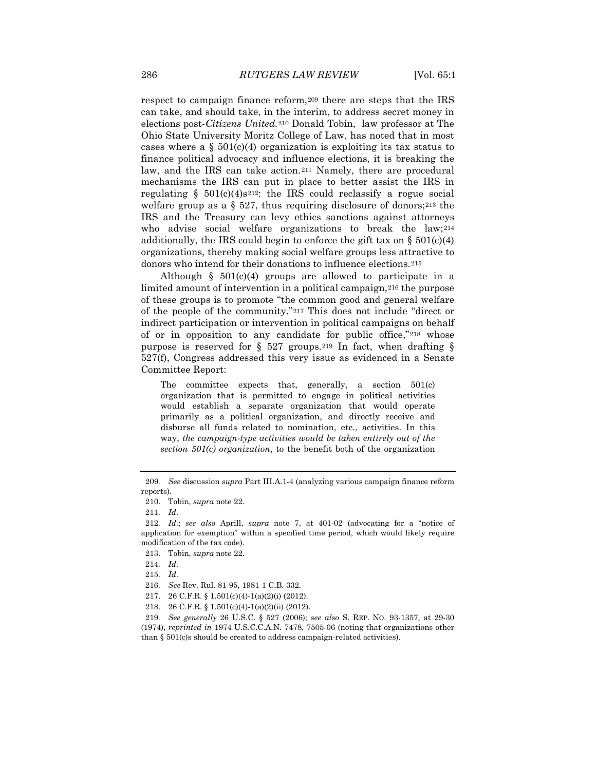respect to campaign finance reform,[209] there are steps that the IRS can take, and should take, in the interim, to address secret money in elections post-*Citizens United.*[210] Donald Tobin, law professor at The Ohio State University Moritz College of Law, has noted that in most cases where a § 501(c)(4) organization is exploiting its tax status to finance political advocacy and influence elections, it is breaking the law, and the IRS can take action.[211] Namely, there are procedural mechanisms the IRS can put in place to better assist the IRS in regulating § 501(c)(4)s[212]: the IRS could reclassify a rogue social welfare group as a § 527, thus requiring disclosure of donors;[213] the IRS and the Treasury can levy ethics sanctions against attorneys who advise social welfare organizations to break the law;[214] additionally, the IRS could begin to enforce the gift tax on § 501(c)(4) organizations, thereby making social welfare groups less attractive to donors who intend for their donations to influence elections.[215]

Although § 501(c)(4) groups are allowed to participate in a limited amount of intervention in a political campaign,[216] the purpose of these groups is to promote "the common good and general welfare of the people of the community."[217] This does not include "direct or indirect participation or intervention in political campaigns on behalf of or in opposition to any candidate for public office,"[218] whose purpose is reserved for § 527 groups.[219] In fact, when drafting § 527(f), Congress addressed this very issue as evidenced in a Senate Committee Report:

> The committee expects that, generally, a section 501(c) organization that is permitted to engage in political activities would establish a separate organization that would operate primarily as a political organization, and directly receive and disburse all funds related to nomination, etc., activities. In this way, *the campaign-type activities would be taken entirely out of the section 501(c) organization*, to the benefit both of the organization

---

209. *See* discussion *supra* Part III.A.1-4 (analyzing various campaign finance reform reports).

210. Tobin, *supra* note 22.

211. *Id*.

212. *Id*.; *see also* Aprill, *supra* note 7, at 401-02 (advocating for a "notice of application for exemption" within a specified time period, which would likely require modification of the tax code).

213. Tobin, *supra* note 22.

214. *Id*.

215. *Id*.

216. *See* Rev. Rul. 81-95, 1981-1 C.B. 332.

217. 26 C.F.R. § 1.501(c)(4)-1(a)(2)(i) (2012).

218. 26 C.F.R. § 1.501(c)(4)-1(a)(2)(ii) (2012).

219. *See generally* 26 U.S.C. § 527 (2006); *see also* S. REP. NO. 93-1357, at 29-30 (1974), *reprinted in* 1974 U.S.C.C.A.N. 7478, 7505-06 (noting that organizations other than § 501(c)s should be created to address campaign-related activities).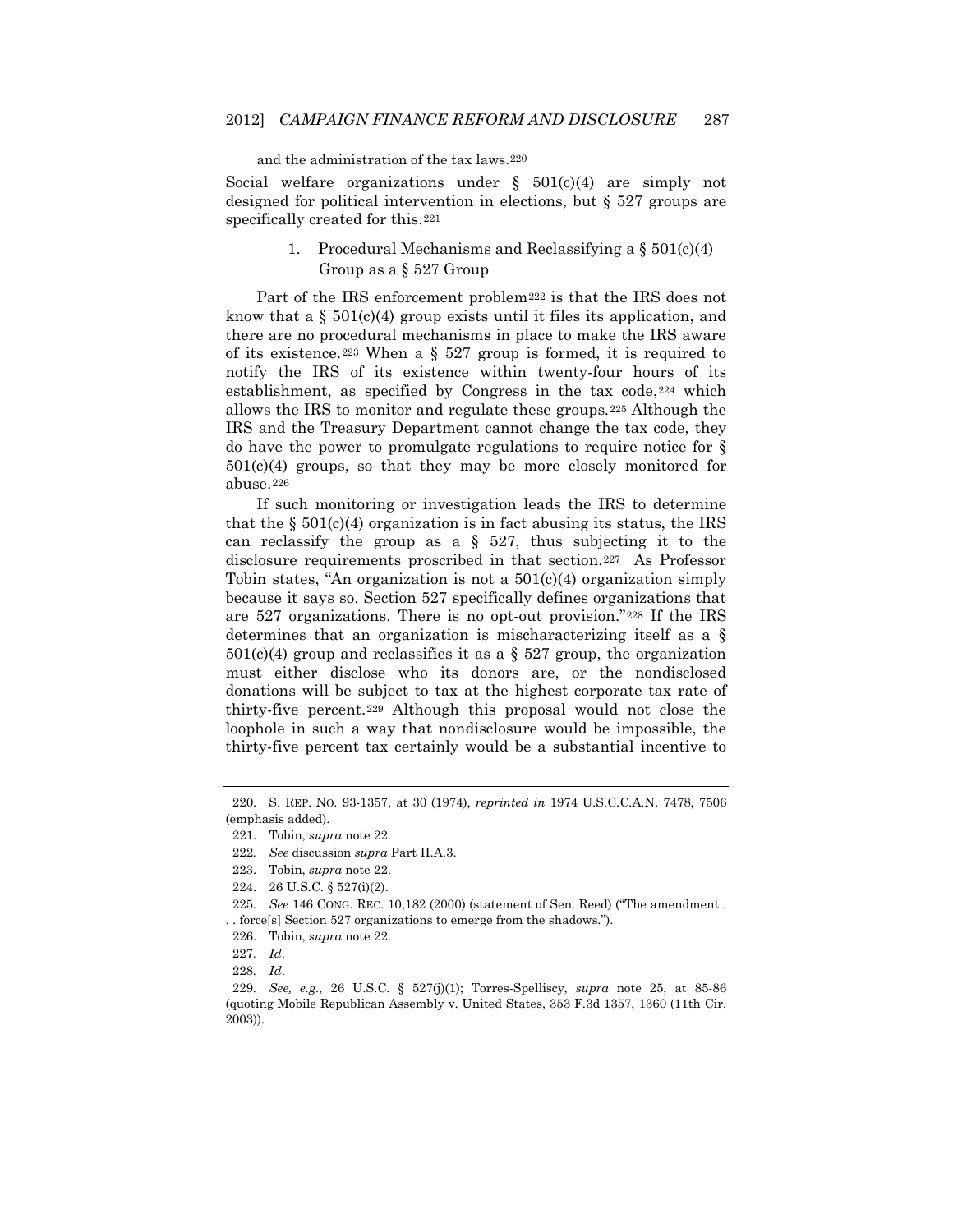and the administration of the tax laws.[220]

Social welfare organizations under § 501(c)(4) are simply not designed for political intervention in elections, but § 527 groups are specifically created for this.[221]

### 1. Procedural Mechanisms and Reclassifying a § 501(c)(4) Group as a § 527 Group

Part of the IRS enforcement problem[222] is that the IRS does not know that a § 501(c)(4) group exists until it files its application, and there are no procedural mechanisms in place to make the IRS aware of its existence.[223] When a § 527 group is formed, it is required to notify the IRS of its existence within twenty-four hours of its establishment, as specified by Congress in the tax code,[224] which allows the IRS to monitor and regulate these groups.[225] Although the IRS and the Treasury Department cannot change the tax code, they do have the power to promulgate regulations to require notice for § 501(c)(4) groups, so that they may be more closely monitored for abuse.[226]

If such monitoring or investigation leads the IRS to determine that the § 501(c)(4) organization is in fact abusing its status, the IRS can reclassify the group as a § 527, thus subjecting it to the disclosure requirements proscribed in that section.[227] As Professor Tobin states, "An organization is not a 501(c)(4) organization simply because it says so. Section 527 specifically defines organizations that are 527 organizations. There is no opt-out provision."[228] If the IRS determines that an organization is mischaracterizing itself as a § 501(c)(4) group and reclassifies it as a § 527 group, the organization must either disclose who its donors are, or the nondisclosed donations will be subject to tax at the highest corporate tax rate of thirty-five percent.[229] Although this proposal would not close the loophole in such a way that nondisclosure would be impossible, the thirty-five percent tax certainly would be a substantial incentive to

---

220. S. REP. NO. 93-1357, at 30 (1974), *reprinted in* 1974 U.S.C.C.A.N. 7478, 7506 (emphasis added).

221. Tobin, *supra* note 22.

222. *See* discussion *supra* Part II.A.3.

223. Tobin, *supra* note 22.

224. 26 U.S.C. § 527(i)(2).

225. *See* 146 CONG. REC. 10,182 (2000) (statement of Sen. Reed) ("The amendment . . . force[s] Section 527 organizations to emerge from the shadows.").

226. Tobin, *supra* note 22.

227. *Id*.

228. *Id*.

229. *See, e.g.*, 26 U.S.C. § 527(j)(1); Torres-Spelliscy, *supra* note 25, at 85-86 (quoting Mobile Republican Assembly v. United States, 353 F.3d 1357, 1360 (11th Cir. 2003)).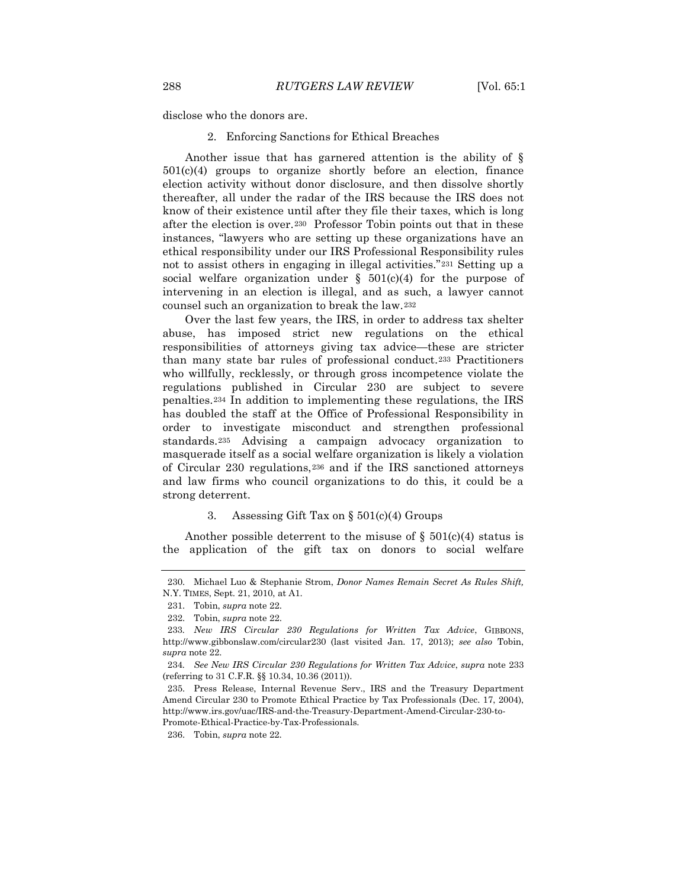disclose who the donors are.

### 2. Enforcing Sanctions for Ethical Breaches

Another issue that has garnered attention is the ability of § 501(c)(4) groups to organize shortly before an election, finance election activity without donor disclosure, and then dissolve shortly thereafter, all under the radar of the IRS because the IRS does not know of their existence until after they file their taxes, which is long after the election is over.[230] Professor Tobin points out that in these instances, "lawyers who are setting up these organizations have an ethical responsibility under our IRS Professional Responsibility rules not to assist others in engaging in illegal activities."[231] Setting up a social welfare organization under § 501(c)(4) for the purpose of intervening in an election is illegal, and as such, a lawyer cannot counsel such an organization to break the law.[232]

Over the last few years, the IRS, in order to address tax shelter abuse, has imposed strict new regulations on the ethical responsibilities of attorneys giving tax advice—these are stricter than many state bar rules of professional conduct.[233] Practitioners who willfully, recklessly, or through gross incompetence violate the regulations published in Circular 230 are subject to severe penalties.[234] In addition to implementing these regulations, the IRS has doubled the staff at the Office of Professional Responsibility in order to investigate misconduct and strengthen professional standards.[235] Advising a campaign advocacy organization to masquerade itself as a social welfare organization is likely a violation of Circular 230 regulations,[236] and if the IRS sanctioned attorneys and law firms who council organizations to do this, it could be a strong deterrent.

### 3. Assessing Gift Tax on § 501(c)(4) Groups

Another possible deterrent to the misuse of § 501(c)(4) status is the application of the gift tax on donors to social welfare

---

230. Michael Luo & Stephanie Strom, *Donor Names Remain Secret As Rules Shift,* N.Y. TIMES, Sept. 21, 2010, at A1.

231. Tobin, *supra* note 22.

232. Tobin, *supra* note 22.

233. *New IRS Circular 230 Regulations for Written Tax Advice*, GIBBONS, http://www.gibbonslaw.com/circular230 (last visited Jan. 17, 2013); *see also* Tobin, *supra* note 22.

234. *See New IRS Circular 230 Regulations for Written Tax Advice*, *supra* note 233 (referring to 31 C.F.R. §§ 10.34, 10.36 (2011)).

235. Press Release, Internal Revenue Serv., IRS and the Treasury Department Amend Circular 230 to Promote Ethical Practice by Tax Professionals (Dec. 17, 2004), http://www.irs.gov/uac/IRS-and-the-Treasury-Department-Amend-Circular-230-to-Promote-Ethical-Practice-by-Tax-Professionals.

236. Tobin, *supra* note 22.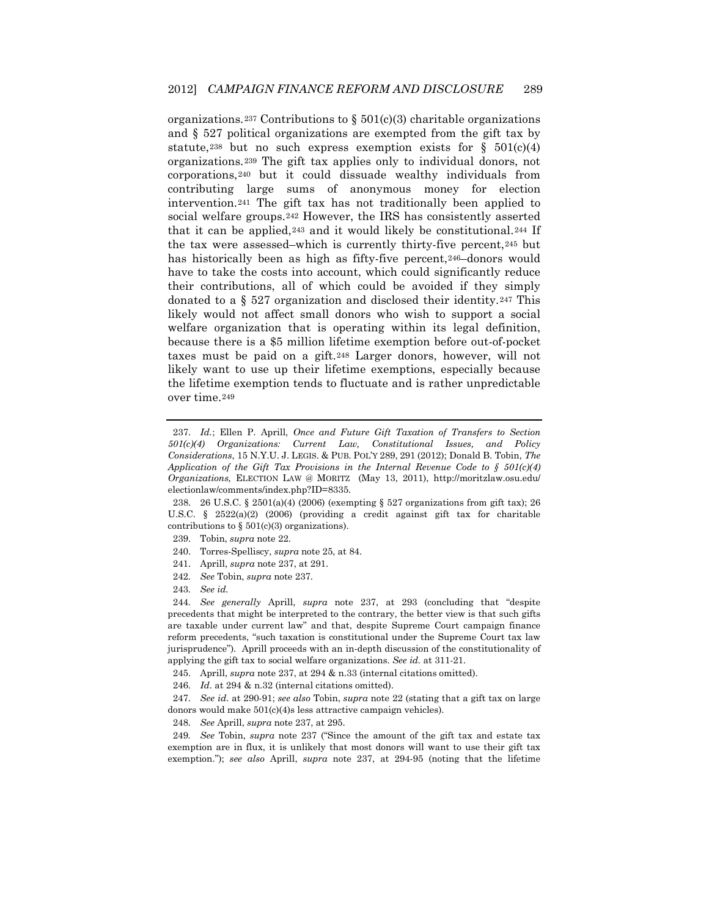organizations.[237] Contributions to § 501(c)(3) charitable organizations and § 527 political organizations are exempted from the gift tax by statute,[238] but no such express exemption exists for § 501(c)(4) organizations.[239] The gift tax applies only to individual donors, not corporations,[240] but it could dissuade wealthy individuals from contributing large sums of anonymous money for election intervention.[241] The gift tax has not traditionally been applied to social welfare groups.[242] However, the IRS has consistently asserted that it can be applied,[243] and it would likely be constitutional.[244] If the tax were assessed–which is currently thirty-five percent,[245] but has historically been as high as fifty-five percent,[246]–donors would have to take the costs into account, which could significantly reduce their contributions, all of which could be avoided if they simply donated to a § 527 organization and disclosed their identity.[247] This likely would not affect small donors who wish to support a social welfare organization that is operating within its legal definition, because there is a $5 million lifetime exemption before out-of-pocket taxes must be paid on a gift.[248] Larger donors, however, will not likely want to use up their lifetime exemptions, especially because the lifetime exemption tends to fluctuate and is rather unpredictable over time.[249]

---

237. *Id.*; Ellen P. Aprill, *Once and Future Gift Taxation of Transfers to Section 501(c)(4) Organizations: Current Law, Constitutional Issues, and Policy Considerations*, 15 N.Y.U. J. LEGIS. & PUB. POL'Y 289, 291 (2012); Donald B. Tobin, *The Application of the Gift Tax Provisions in the Internal Revenue Code to § 501(c)(4) Organizations,* ELECTION LAW @ MORITZ (May 13, 2011), http://moritzlaw.osu.edu/electionlaw/comments/index.php?ID=8335.

238. 26 U.S.C. § 2501(a)(4) (2006) (exempting § 527 organizations from gift tax); 26 U.S.C. § 2522(a)(2) (2006) (providing a credit against gift tax for charitable contributions to § 501(c)(3) organizations).

239. Tobin, *supra* note 22.

240. Torres-Spelliscy, *supra* note 25, at 84.

241. Aprill, *supra* note 237, at 291.

242. *See* Tobin, *supra* note 237.

243. *See id.*

244. *See generally* Aprill, *supra* note 237, at 293 (concluding that "despite precedents that might be interpreted to the contrary, the better view is that such gifts are taxable under current law" and that, despite Supreme Court campaign finance reform precedents, "such taxation is constitutional under the Supreme Court tax law jurisprudence"). Aprill proceeds with an in-depth discussion of the constitutionality of applying the gift tax to social welfare organizations. *See id.* at 311-21.

245. Aprill, *supra* note 237, at 294 & n.33 (internal citations omitted).

246. *Id*. at 294 & n.32 (internal citations omitted).

247. *See id*. at 290-91; *see also* Tobin, *supra* note 22 (stating that a gift tax on large donors would make 501(c)(4)s less attractive campaign vehicles).

248. *See* Aprill, *supra* note 237, at 295.

249. *See* Tobin, *supra* note 237 ("Since the amount of the gift tax and estate tax exemption are in flux, it is unlikely that most donors will want to use their gift tax exemption."); *see also* Aprill, *supra* note 237, at 294-95 (noting that the lifetime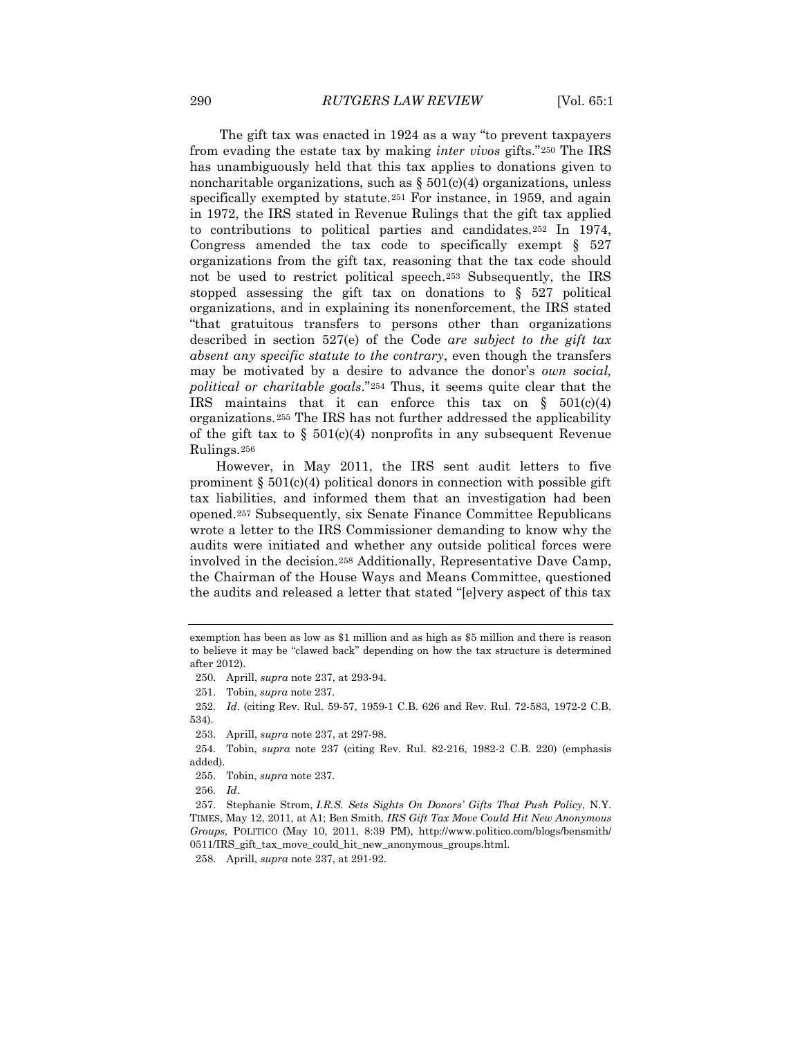The gift tax was enacted in 1924 as a way "to prevent taxpayers from evading the estate tax by making *inter vivos* gifts."[250] The IRS has unambiguously held that this tax applies to donations given to noncharitable organizations, such as § 501(c)(4) organizations, unless specifically exempted by statute.[251] For instance, in 1959, and again in 1972, the IRS stated in Revenue Rulings that the gift tax applied to contributions to political parties and candidates.[252] In 1974, Congress amended the tax code to specifically exempt § 527 organizations from the gift tax, reasoning that the tax code should not be used to restrict political speech.[253] Subsequently, the IRS stopped assessing the gift tax on donations to § 527 political organizations, and in explaining its nonenforcement, the IRS stated "that gratuitous transfers to persons other than organizations described in section 527(e) of the Code *are subject to the gift tax absent any specific statute to the contrary*, even though the transfers may be motivated by a desire to advance the donor's *own social, political or charitable goals*."[254] Thus, it seems quite clear that the IRS maintains that it can enforce this tax on § 501(c)(4) organizations.[255] The IRS has not further addressed the applicability of the gift tax to § 501(c)(4) nonprofits in any subsequent Revenue Rulings.[256]

However, in May 2011, the IRS sent audit letters to five prominent § 501(c)(4) political donors in connection with possible gift tax liabilities, and informed them that an investigation had been opened.[257] Subsequently, six Senate Finance Committee Republicans wrote a letter to the IRS Commissioner demanding to know why the audits were initiated and whether any outside political forces were involved in the decision.[258] Additionally, Representative Dave Camp, the Chairman of the House Ways and Means Committee, questioned the audits and released a letter that stated "[e]very aspect of this tax

---

exemption has been as low as $1 million and as high as $5 million and there is reason to believe it may be "clawed back" depending on how the tax structure is determined after 2012).

250. Aprill, *supra* note 237, at 293-94.

251. Tobin, *supra* note 237.

252. *Id*. (citing Rev. Rul. 59-57, 1959-1 C.B. 626 and Rev. Rul. 72-583, 1972-2 C.B. 534).

253. Aprill, *supra* note 237, at 297-98.

254. Tobin, *supra* note 237 (citing Rev. Rul. 82-216, 1982-2 C.B. 220) (emphasis added).

255. Tobin, *supra* note 237.

256. *Id*.

257. Stephanie Strom, *I.R.S. Sets Sights On Donors' Gifts That Push Policy*, N.Y. TIMES, May 12, 2011, at A1; Ben Smith, *IRS Gift Tax Move Could Hit New Anonymous Groups,* POLITICO (May 10, 2011, 8:39 PM), http://www.politico.com/blogs/bensmith/0511/IRS_gift_tax_move_could_hit_new_anonymous_groups.html.

258. Aprill, *supra* note 237, at 291-92.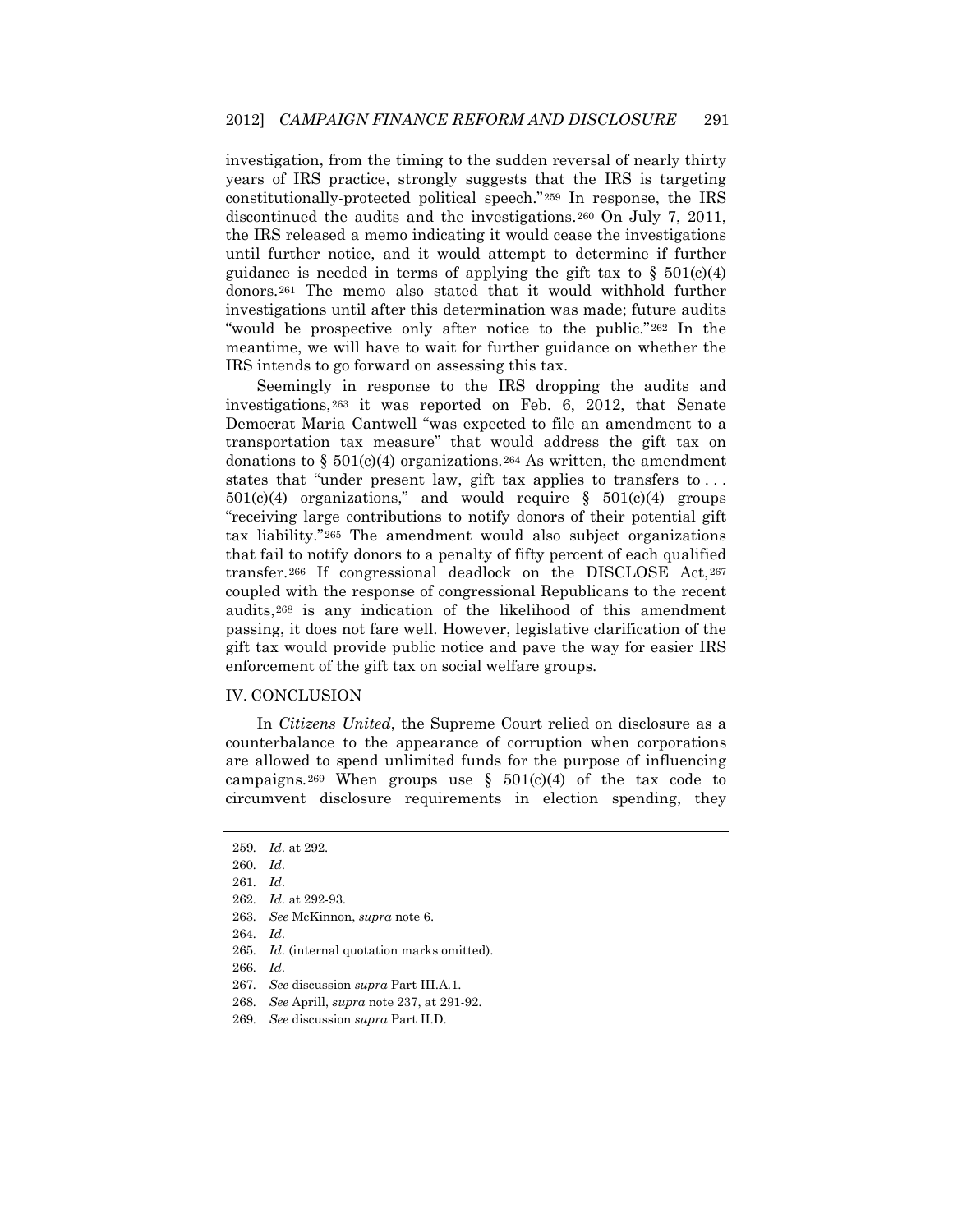investigation, from the timing to the sudden reversal of nearly thirty years of IRS practice, strongly suggests that the IRS is targeting constitutionally-protected political speech."[259] In response, the IRS discontinued the audits and the investigations.[260] On July 7, 2011, the IRS released a memo indicating it would cease the investigations until further notice, and it would attempt to determine if further guidance is needed in terms of applying the gift tax to § 501(c)(4) donors.[261] The memo also stated that it would withhold further investigations until after this determination was made; future audits "would be prospective only after notice to the public."[262] In the meantime, we will have to wait for further guidance on whether the IRS intends to go forward on assessing this tax.

Seemingly in response to the IRS dropping the audits and investigations,[263] it was reported on Feb. 6, 2012, that Senate Democrat Maria Cantwell "was expected to file an amendment to a transportation tax measure" that would address the gift tax on donations to § 501(c)(4) organizations.[264] As written, the amendment states that "under present law, gift tax applies to transfers to . . . 501(c)(4) organizations," and would require § 501(c)(4) groups "receiving large contributions to notify donors of their potential gift tax liability."[265] The amendment would also subject organizations that fail to notify donors to a penalty of fifty percent of each qualified transfer.[266] If congressional deadlock on the DISCLOSE Act,[267] coupled with the response of congressional Republicans to the recent audits,[268] is any indication of the likelihood of this amendment passing, it does not fare well. However, legislative clarification of the gift tax would provide public notice and pave the way for easier IRS enforcement of the gift tax on social welfare groups.

## IV. CONCLUSION

In *Citizens United*, the Supreme Court relied on disclosure as a counterbalance to the appearance of corruption when corporations are allowed to spend unlimited funds for the purpose of influencing campaigns.[269] When groups use § 501(c)(4) of the tax code to circumvent disclosure requirements in election spending, they

---

259. *Id*. at 292.

260. *Id*.

261. *Id*.

262. *Id*. at 292-93.

263. *See* McKinnon, *supra* note 6.

264. *Id*.

265. *Id*. (internal quotation marks omitted).

266. *Id*.

267. *See* discussion *supra* Part III.A.1.

268. *See* Aprill, *supra* note 237, at 291-92.

269. *See* discussion *supra* Part II.D.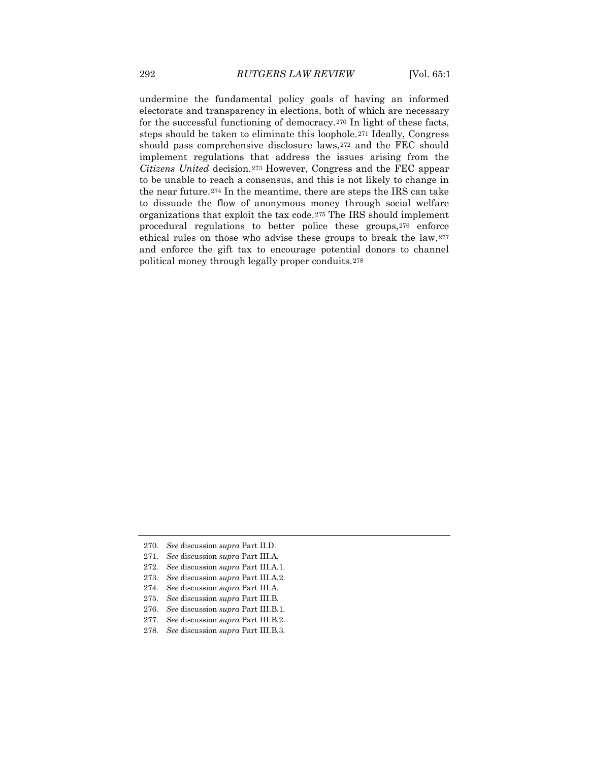undermine the fundamental policy goals of having an informed electorate and transparency in elections, both of which are necessary for the successful functioning of democracy.[270] In light of these facts, steps should be taken to eliminate this loophole.[271] Ideally, Congress should pass comprehensive disclosure laws,[272] and the FEC should implement regulations that address the issues arising from the *Citizens United* decision.[273] However, Congress and the FEC appear to be unable to reach a consensus, and this is not likely to change in the near future.[274] In the meantime, there are steps the IRS can take to dissuade the flow of anonymous money through social welfare organizations that exploit the tax code.[275] The IRS should implement procedural regulations to better police these groups,[276] enforce ethical rules on those who advise these groups to break the law,[277] and enforce the gift tax to encourage potential donors to channel political money through legally proper conduits.[278]

---

270. *See* discussion *supra* Part II.D.
271. *See* discussion *supra* Part III.A.
272. *See* discussion *supra* Part III.A.1.
273. *See* discussion *supra* Part III.A.2.
274. *See* discussion *supra* Part III.A.
275. *See* discussion *supra* Part III.B.
276. *See* discussion *supra* Part III.B.1.
277. *See* discussion *supra* Part III.B.2.
278. *See* discussion *supra* Part III.B.3.